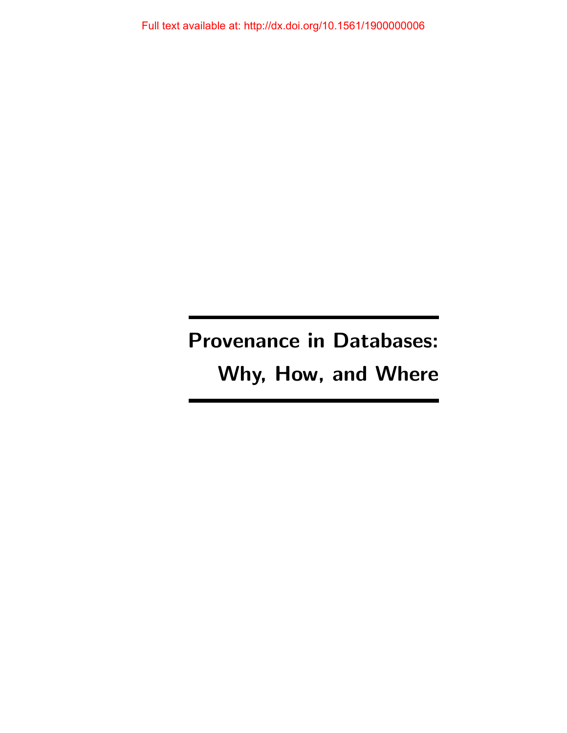Full text available at: http://dx.doi.org/10.1561/1900000006

# Provenance in Databases: Why, How, and Where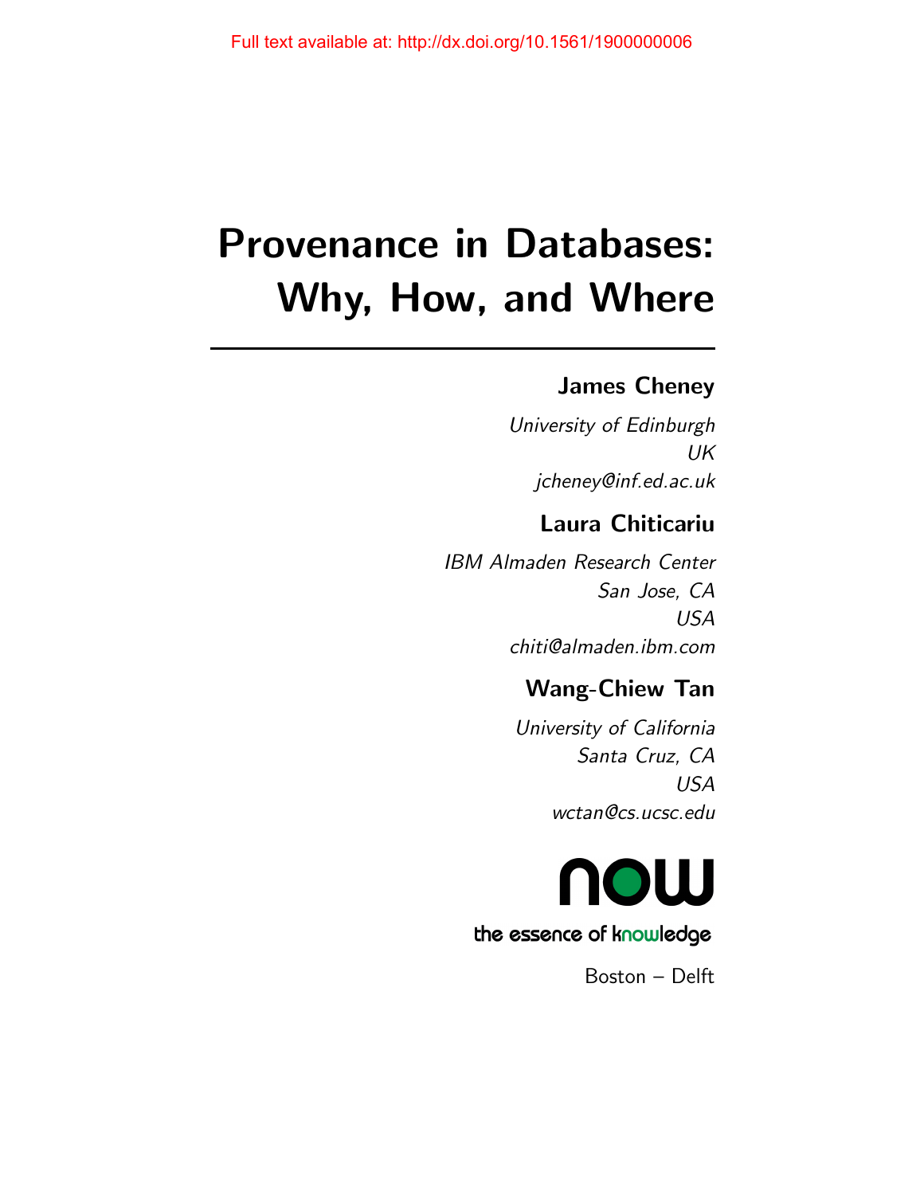Full text available at: http://dx.doi.org/10.1561/1900000006

# Provenance in Databases: Why, How, and Where

**James Cheney**

*University of Edinburgh*
*UK*
*jcheney@inf.ed.ac.uk*

**Laura Chiticariu**

*IBM Almaden Research Center*
*San Jose, CA*
*USA*
*chiti@almaden.ibm.com*

**Wang-Chiew Tan**

*University of California*
*Santa Cruz, CA*
*USA*
*wctan@cs.ucsc.edu*

now

the essence of knowledge

Boston – Delft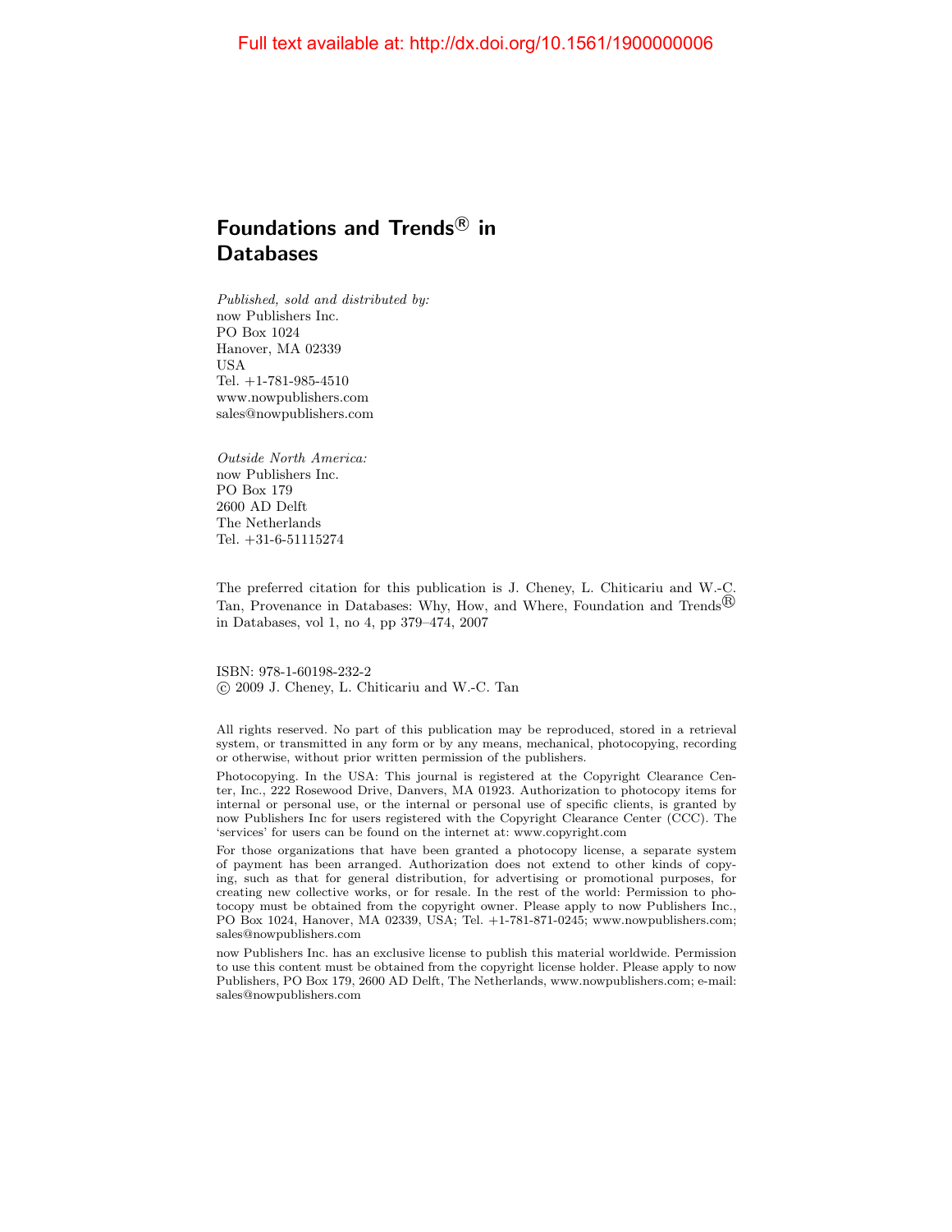Full text available at: http://dx.doi.org/10.1561/1900000006

# Foundations and Trends® in Databases

*Published, sold and distributed by:*
now Publishers Inc.
PO Box 1024
Hanover, MA 02339
USA
Tel. +1-781-985-4510
www.nowpublishers.com
sales@nowpublishers.com

*Outside North America:*
now Publishers Inc.
PO Box 179
2600 AD Delft
The Netherlands
Tel. +31-6-51115274

The preferred citation for this publication is J. Cheney, L. Chiticariu and W.-C. Tan, Provenance in Databases: Why, How, and Where, Foundation and Trends® in Databases, vol 1, no 4, pp 379–474, 2007

ISBN: 978-1-60198-232-2
© 2009 J. Cheney, L. Chiticariu and W.-C. Tan

All rights reserved. No part of this publication may be reproduced, stored in a retrieval system, or transmitted in any form or by any means, mechanical, photocopying, recording or otherwise, without prior written permission of the publishers.

Photocopying. In the USA: This journal is registered at the Copyright Clearance Center, Inc., 222 Rosewood Drive, Danvers, MA 01923. Authorization to photocopy items for internal or personal use, or the internal or personal use of specific clients, is granted by now Publishers Inc for users registered with the Copyright Clearance Center (CCC). The 'services' for users can be found on the internet at: www.copyright.com

For those organizations that have been granted a photocopy license, a separate system of payment has been arranged. Authorization does not extend to other kinds of copying, such as that for general distribution, for advertising or promotional purposes, for creating new collective works, or for resale. In the rest of the world: Permission to photocopy must be obtained from the copyright owner. Please apply to now Publishers Inc., PO Box 1024, Hanover, MA 02339, USA; Tel. +1-781-871-0245; www.nowpublishers.com; sales@nowpublishers.com

now Publishers Inc. has an exclusive license to publish this material worldwide. Permission to use this content must be obtained from the copyright license holder. Please apply to now Publishers, PO Box 179, 2600 AD Delft, The Netherlands, www.nowpublishers.com; e-mail: sales@nowpublishers.com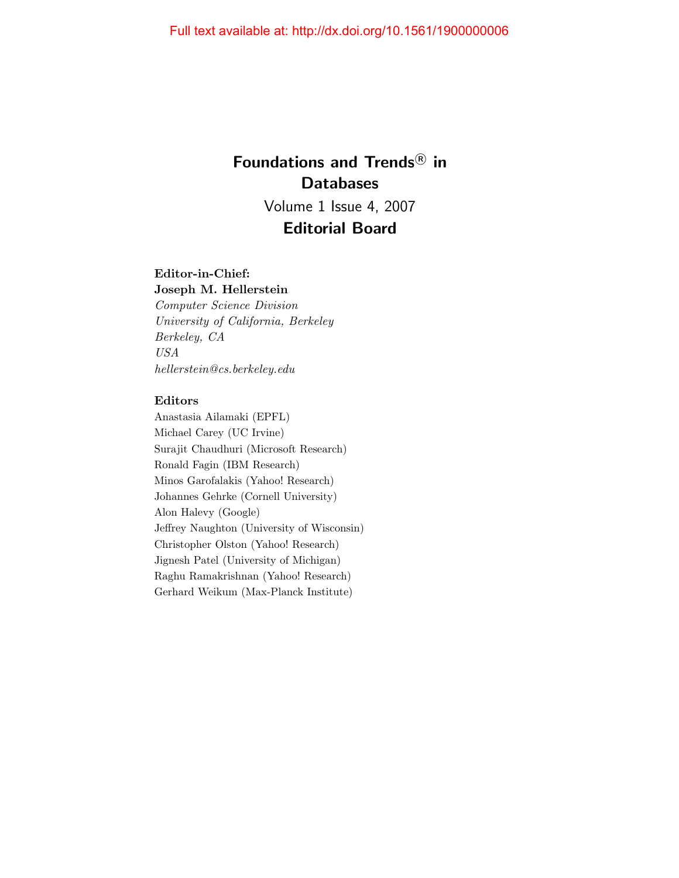Full text available at: http://dx.doi.org/10.1561/1900000006

# Foundations and Trends® in Databases

Volume 1 Issue 4, 2007

## Editorial Board

**Editor-in-Chief:**
**Joseph M. Hellerstein**
*Computer Science Division*
*University of California, Berkeley*
*Berkeley, CA*
*USA*
*hellerstein@cs.berkeley.edu*

**Editors**

Anastasia Ailamaki (EPFL)
Michael Carey (UC Irvine)
Surajit Chaudhuri (Microsoft Research)
Ronald Fagin (IBM Research)
Minos Garofalakis (Yahoo! Research)
Johannes Gehrke (Cornell University)
Alon Halevy (Google)
Jeffrey Naughton (University of Wisconsin)
Christopher Olston (Yahoo! Research)
Jignesh Patel (University of Michigan)
Raghu Ramakrishnan (Yahoo! Research)
Gerhard Weikum (Max-Planck Institute)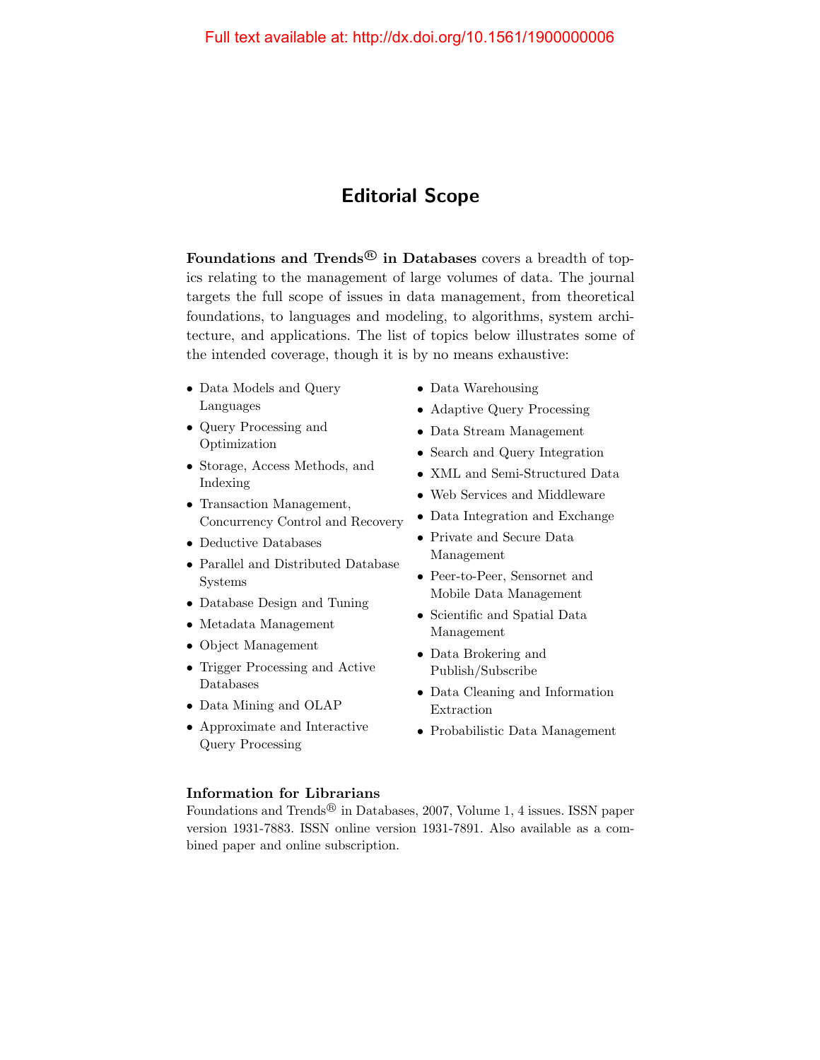Full text available at: http://dx.doi.org/10.1561/1900000006

# Editorial Scope

**Foundations and Trends® in Databases** covers a breadth of topics relating to the management of large volumes of data. The journal targets the full scope of issues in data management, from theoretical foundations, to languages and modeling, to algorithms, system architecture, and applications. The list of topics below illustrates some of the intended coverage, though it is by no means exhaustive:

- Data Models and Query Languages
- Query Processing and Optimization
- Storage, Access Methods, and Indexing
- Transaction Management, Concurrency Control and Recovery
- Deductive Databases
- Parallel and Distributed Database Systems
- Database Design and Tuning
- Metadata Management
- Object Management
- Trigger Processing and Active Databases
- Data Mining and OLAP
- Approximate and Interactive Query Processing
- Data Warehousing
- Adaptive Query Processing
- Data Stream Management
- Search and Query Integration
- XML and Semi-Structured Data
- Web Services and Middleware
- Data Integration and Exchange
- Private and Secure Data Management
- Peer-to-Peer, Sensornet and Mobile Data Management
- Scientific and Spatial Data Management
- Data Brokering and Publish/Subscribe
- Data Cleaning and Information Extraction
- Probabilistic Data Management

**Information for Librarians**
Foundations and Trends® in Databases, 2007, Volume 1, 4 issues. ISSN paper version 1931-7883. ISSN online version 1931-7891. Also available as a combined paper and online subscription.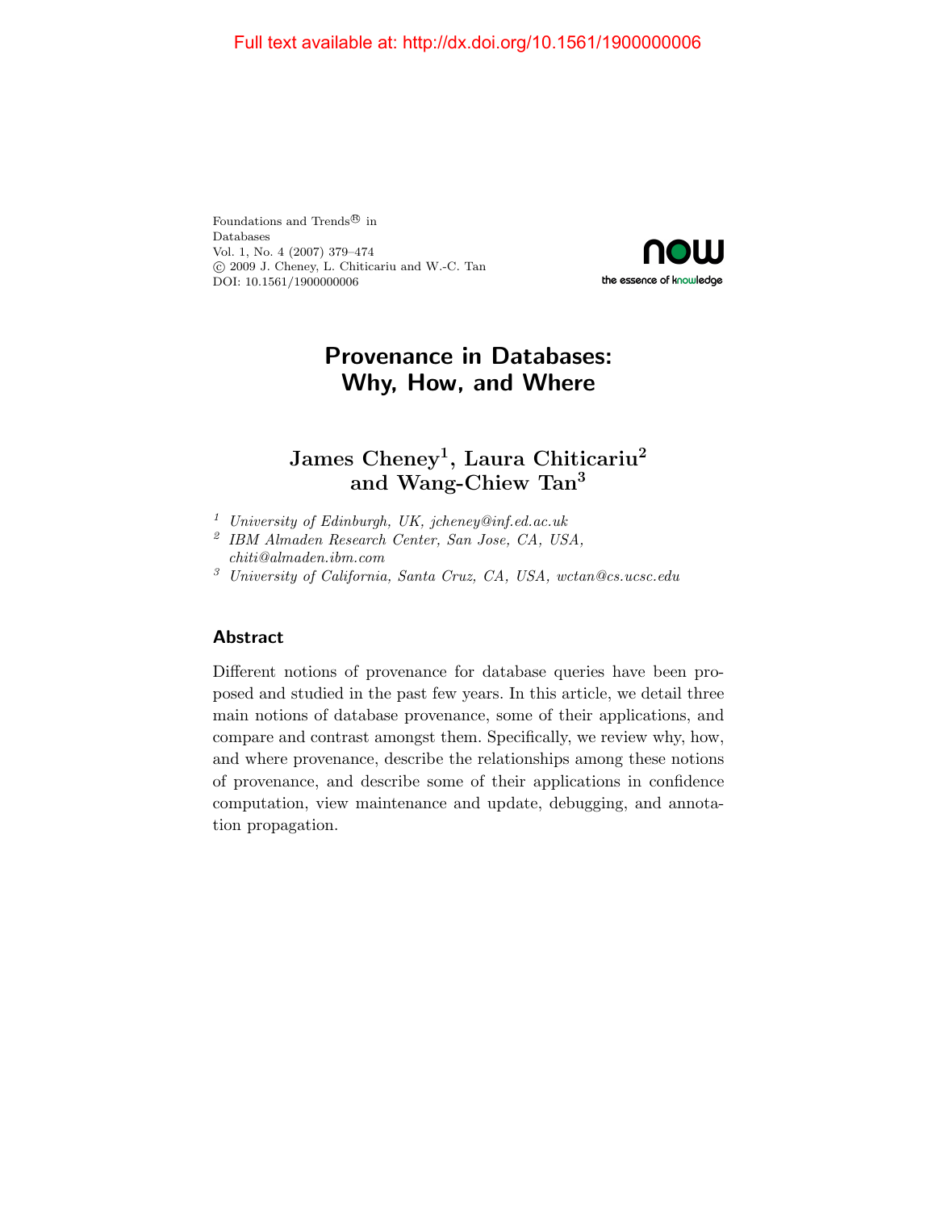Full text available at: http://dx.doi.org/10.1561/1900000006

Foundations and Trends® in
Databases
Vol. 1, No. 4 (2007) 379–474
© 2009 J. Cheney, L. Chiticariu and W.-C. Tan
DOI: 10.1561/1900000006

# Provenance in Databases: Why, How, and Where

## James Cheney[1], Laura Chiticariu[2] and Wang-Chiew Tan[3]

[1] *University of Edinburgh, UK, jcheney@inf.ed.ac.uk*

[2] *IBM Almaden Research Center, San Jose, CA, USA, chiti@almaden.ibm.com*

[3] *University of California, Santa Cruz, CA, USA, wctan@cs.ucsc.edu*

### Abstract

Different notions of provenance for database queries have been proposed and studied in the past few years. In this article, we detail three main notions of database provenance, some of their applications, and compare and contrast amongst them. Specifically, we review why, how, and where provenance, describe the relationships among these notions of provenance, and describe some of their applications in confidence computation, view maintenance and update, debugging, and annotation propagation.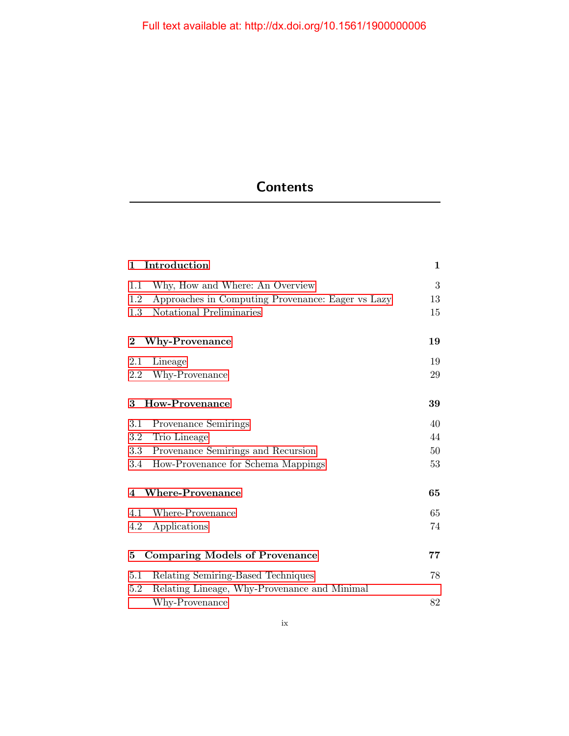Full text available at: http://dx.doi.org/10.1561/1900000006

# Contents

| | |
|---|---|
| **1 Introduction** | **1** |
| 1.1 Why, How and Where: An Overview | 3 |
| 1.2 Approaches in Computing Provenance: Eager vs Lazy | 13 |
| 1.3 Notational Preliminaries | 15 |
| **2 Why-Provenance** | **19** |
| 2.1 Lineage | 19 |
| 2.2 Why-Provenance | 29 |
| **3 How-Provenance** | **39** |
| 3.1 Provenance Semirings | 40 |
| 3.2 Trio Lineage | 44 |
| 3.3 Provenance Semirings and Recursion | 50 |
| 3.4 How-Provenance for Schema Mappings | 53 |
| **4 Where-Provenance** | **65** |
| 4.1 Where-Provenance | 65 |
| 4.2 Applications | 74 |
| **5 Comparing Models of Provenance** | **77** |
| 5.1 Relating Semiring-Based Techniques | 78 |
| 5.2 Relating Lineage, Why-Provenance and Minimal Why-Provenance | 82 |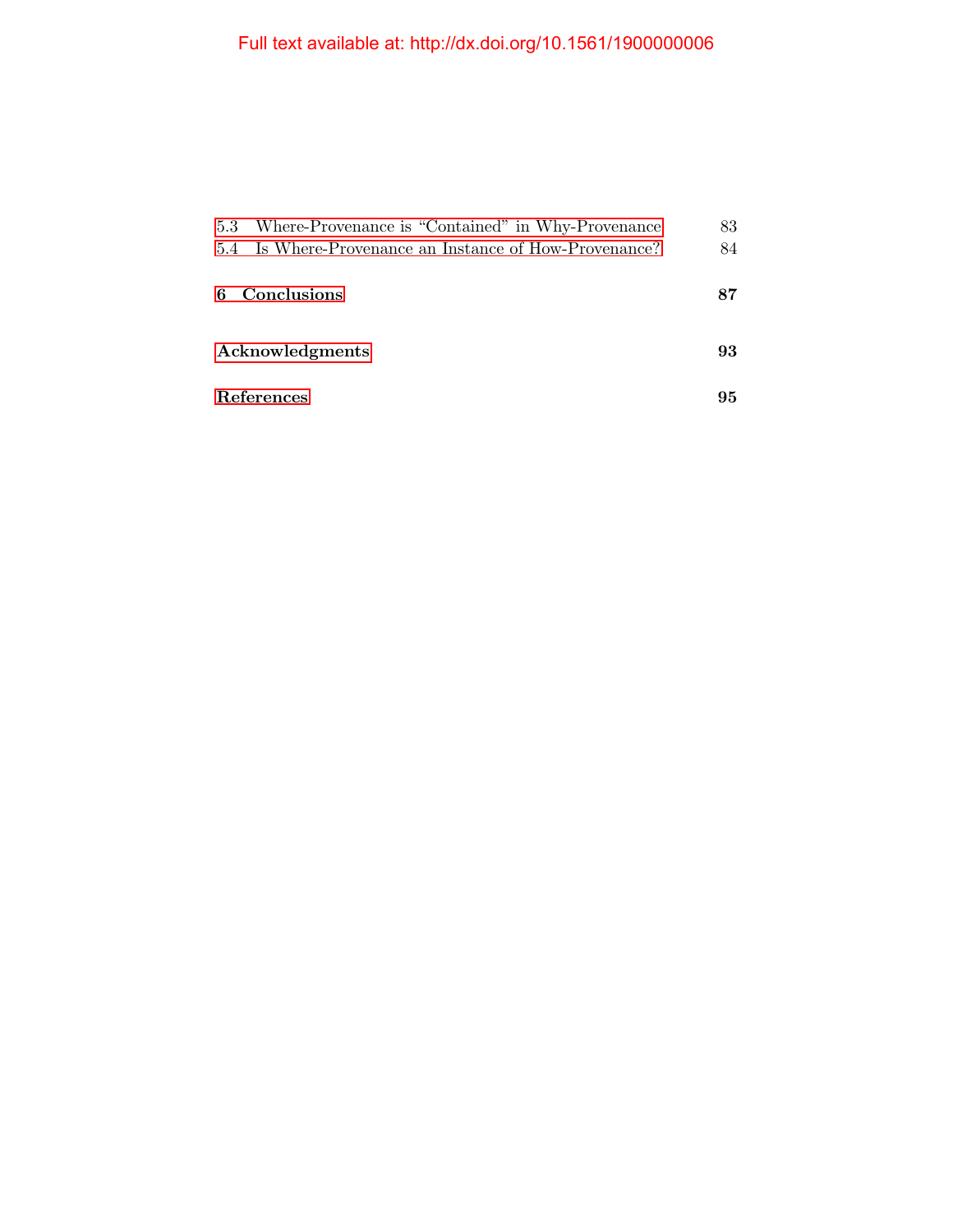5.3 Where-Provenance is “Contained” in Why-Provenance 83

5.4 Is Where-Provenance an Instance of How-Provenance? 84

**6 Conclusions 87**

**Acknowledgments 93**

**References 95**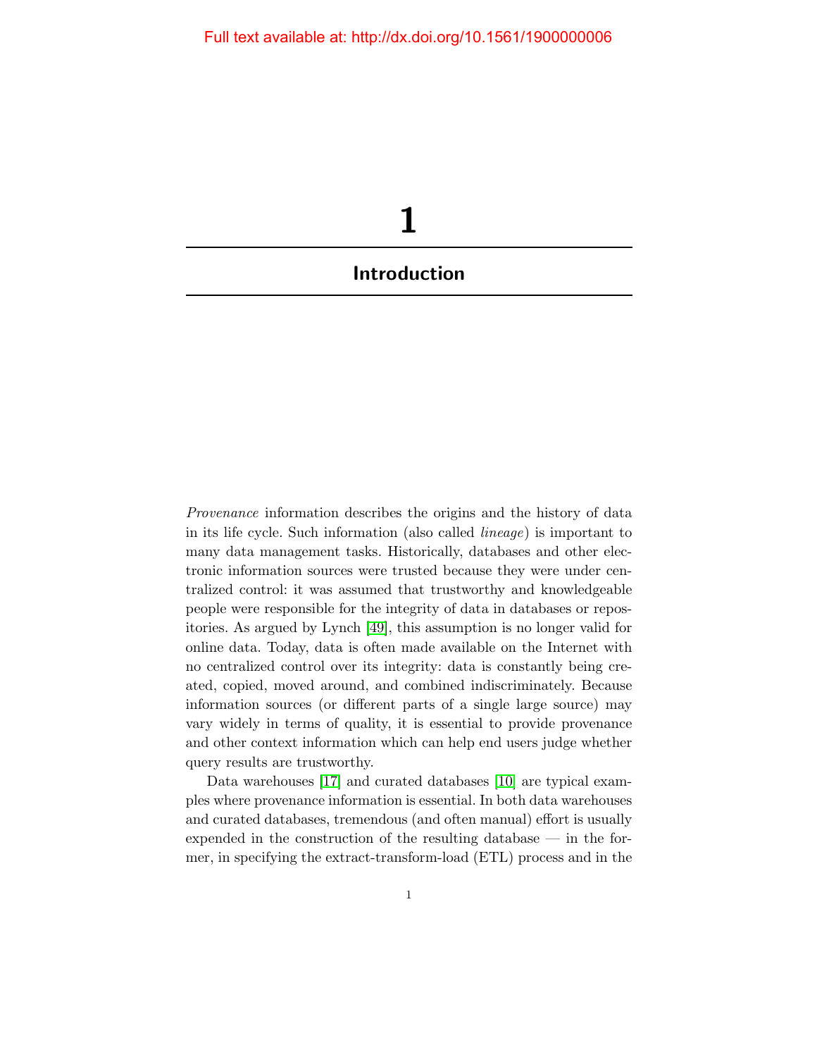# 1

## Introduction

*Provenance* information describes the origins and the history of data in its life cycle. Such information (also called *lineage*) is important to many data management tasks. Historically, databases and other electronic information sources were trusted because they were under centralized control: it was assumed that trustworthy and knowledgeable people were responsible for the integrity of data in databases or repositories. As argued by Lynch [49], this assumption is no longer valid for online data. Today, data is often made available on the Internet with no centralized control over its integrity: data is constantly being created, copied, moved around, and combined indiscriminately. Because information sources (or different parts of a single large source) may vary widely in terms of quality, it is essential to provide provenance and other context information which can help end users judge whether query results are trustworthy.

Data warehouses [17] and curated databases [10] are typical examples where provenance information is essential. In both data warehouses and curated databases, tremendous (and often manual) effort is usually expended in the construction of the resulting database — in the former, in specifying the extract-transform-load (ETL) process and in the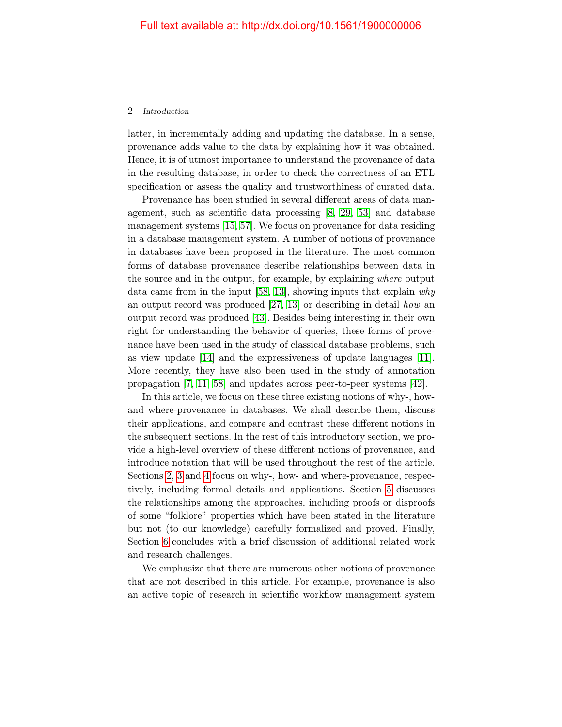latter, in incrementally adding and updating the database. In a sense, provenance adds value to the data by explaining how it was obtained. Hence, it is of utmost importance to understand the provenance of data in the resulting database, in order to check the correctness of an ETL specification or assess the quality and trustworthiness of curated data.

Provenance has been studied in several different areas of data management, such as scientific data processing [8, 29, 53] and database management systems [15, 57]. We focus on provenance for data residing in a database management system. A number of notions of provenance in databases have been proposed in the literature. The most common forms of database provenance describe relationships between data in the source and in the output, for example, by explaining *where* output data came from in the input [58, 13], showing inputs that explain *why* an output record was produced [27, 13] or describing in detail *how* an output record was produced [43]. Besides being interesting in their own right for understanding the behavior of queries, these forms of provenance have been used in the study of classical database problems, such as view update [14] and the expressiveness of update languages [11]. More recently, they have also been used in the study of annotation propagation [7, 11, 58] and updates across peer-to-peer systems [42].

In this article, we focus on these three existing notions of why-, how- and where-provenance in databases. We shall describe them, discuss their applications, and compare and contrast these different notions in the subsequent sections. In the rest of this introductory section, we provide a high-level overview of these different notions of provenance, and introduce notation that will be used throughout the rest of the article. Sections 2, 3 and 4 focus on why-, how- and where-provenance, respectively, including formal details and applications. Section 5 discusses the relationships among the approaches, including proofs or disproofs of some "folklore" properties which have been stated in the literature but not (to our knowledge) carefully formalized and proved. Finally, Section 6 concludes with a brief discussion of additional related work and research challenges.

We emphasize that there are numerous other notions of provenance that are not described in this article. For example, provenance is also an active topic of research in scientific workflow management system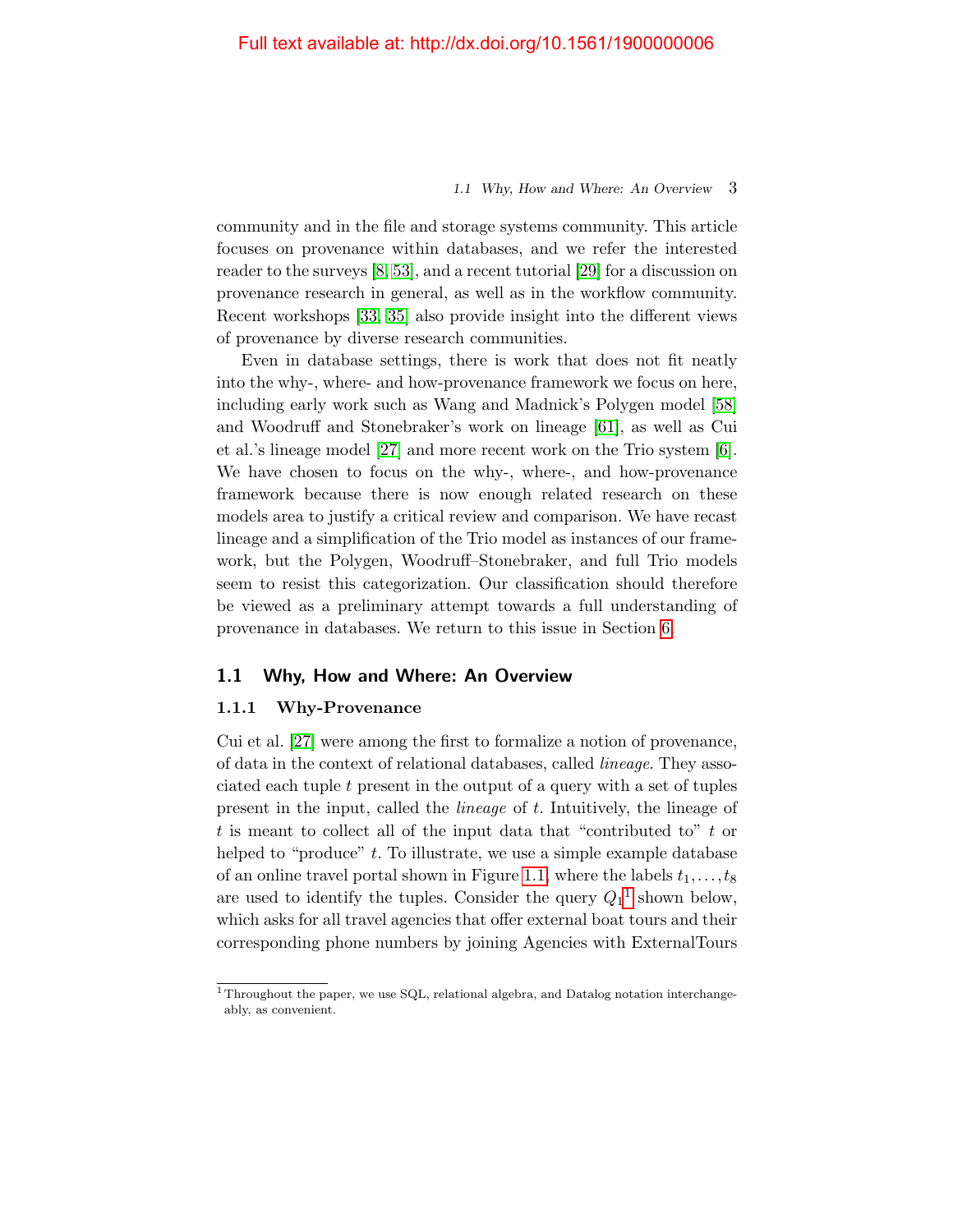community and in the file and storage systems community. This article focuses on provenance within databases, and we refer the interested reader to the surveys [8, 53], and a recent tutorial [29] for a discussion on provenance research in general, as well as in the workflow community. Recent workshops [33, 35] also provide insight into the different views of provenance by diverse research communities.

Even in database settings, there is work that does not fit neatly into the why-, where- and how-provenance framework we focus on here, including early work such as Wang and Madnick's Polygen model [58] and Woodruff and Stonebraker's work on lineage [61], as well as Cui et al.'s lineage model [27] and more recent work on the Trio system [6]. We have chosen to focus on the why-, where-, and how-provenance framework because there is now enough related research on these models area to justify a critical review and comparison. We have recast lineage and a simplification of the Trio model as instances of our framework, but the Polygen, Woodruff–Stonebraker, and full Trio models seem to resist this categorization. Our classification should therefore be viewed as a preliminary attempt towards a full understanding of provenance in databases. We return to this issue in Section 6.

## 1.1 Why, How and Where: An Overview

### 1.1.1 Why-Provenance

Cui et al. [27] were among the first to formalize a notion of provenance, of data in the context of relational databases, called *lineage*. They associated each tuple $t$ present in the output of a query with a set of tuples present in the input, called the *lineage* of $t$. Intuitively, the lineage of $t$ is meant to collect all of the input data that "contributed to" $t$ or helped to "produce" $t$. To illustrate, we use a simple example database of an online travel portal shown in Figure 1.1, where the labels $t_1, \ldots, t_8$ are used to identify the tuples. Consider the query $Q_1$[1] shown below, which asks for all travel agencies that offer external boat tours and their corresponding phone numbers by joining Agencies with ExternalTours

[1] Throughout the paper, we use SQL, relational algebra, and Datalog notation interchangeably, as convenient.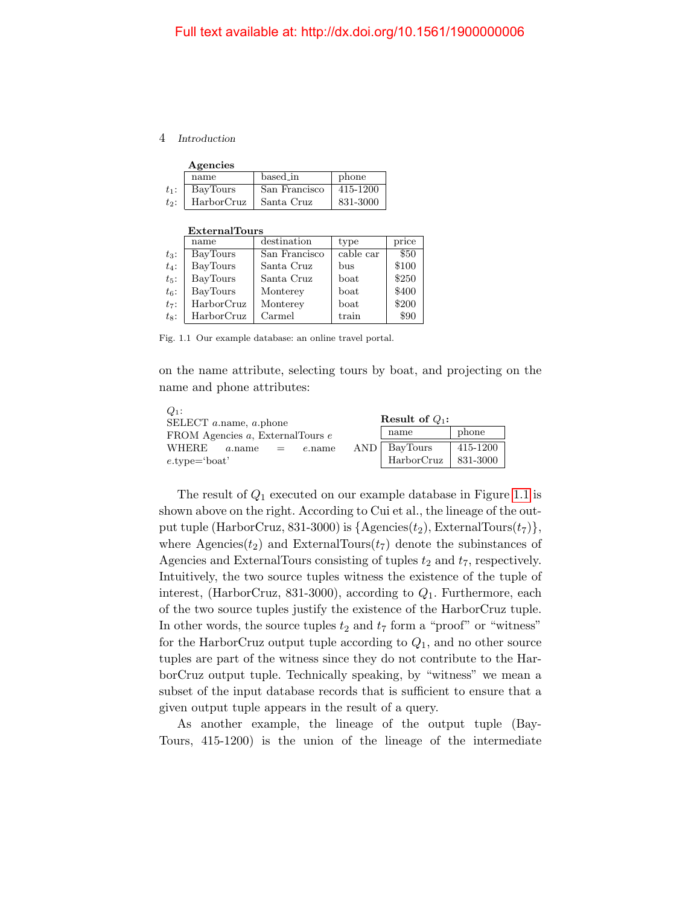Full text available at: http://dx.doi.org/10.1561/1900000006

**Agencies**

| | name | based_in | phone |
|---|---|---|---|
| $t_1$: | BayTours | San Francisco | 415-1200 |
| $t_2$: | HarborCruz | Santa Cruz | 831-3000 |

**ExternalTours**

| | name | destination | type | price |
|---|---|---|---|---|
| $t_3$: | BayTours | San Francisco | cable car | \$50 |
| $t_4$: | BayTours | Santa Cruz | bus | \$100 |
| $t_5$: | BayTours | Santa Cruz | boat | \$250 |
| $t_6$: | BayTours | Monterey | boat | \$400 |
| $t_7$: | HarborCruz | Monterey | boat | \$200 |
| $t_8$: | HarborCruz | Carmel | train | \$90 |

Fig. 1.1 Our example database: an online travel portal.

on the name attribute, selecting tours by boat, and projecting on the name and phone attributes:

$Q_1$:
SELECT $a$.name, $a$.phone
FROM Agencies $a$, ExternalTours $e$
WHERE $a$.name = $e$.name AND $e$.type='boat'

**Result of $Q_1$:**

| name | phone |
|---|---|
| BayTours | 415-1200 |
| HarborCruz | 831-3000 |

The result of $Q_1$ executed on our example database in Figure 1.1 is shown above on the right. According to Cui et al., the lineage of the output tuple (HarborCruz, 831-3000) is {Agencies($t_2$), ExternalTours($t_7$)}, where Agencies($t_2$) and ExternalTours($t_7$) denote the subinstances of Agencies and ExternalTours consisting of tuples $t_2$ and $t_7$, respectively. Intuitively, the two source tuples witness the existence of the tuple of interest, (HarborCruz, 831-3000), according to $Q_1$. Furthermore, each of the two source tuples justify the existence of the HarborCruz tuple. In other words, the source tuples $t_2$ and $t_7$ form a "proof" or "witness" for the HarborCruz output tuple according to $Q_1$, and no other source tuples are part of the witness since they do not contribute to the HarborCruz output tuple. Technically speaking, by "witness" we mean a subset of the input database records that is sufficient to ensure that a given output tuple appears in the result of a query.

As another example, the lineage of the output tuple (BayTours, 415-1200) is the union of the lineage of the intermediate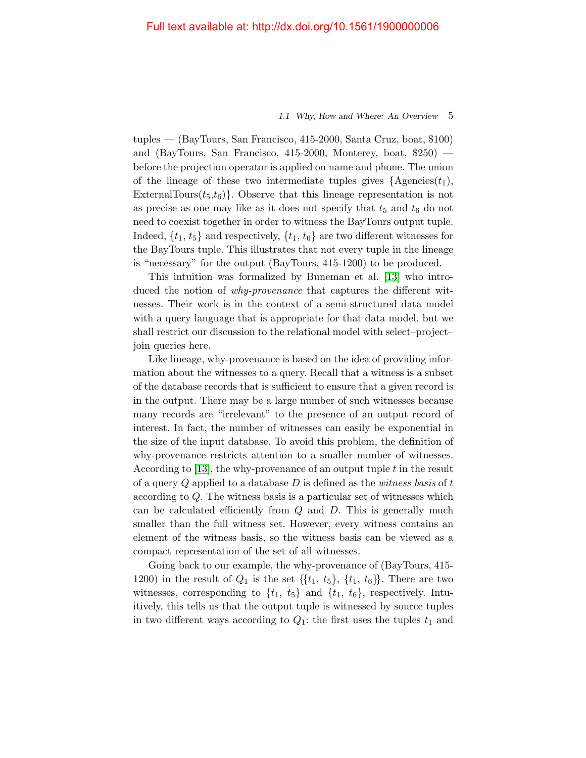tuples — (BayTours, San Francisco, 415-2000, Santa Cruz, boat, \$100) and (BayTours, San Francisco, 415-2000, Monterey, boat, \$250) — before the projection operator is applied on name and phone. The union of the lineage of these two intermediate tuples gives {Agencies($t_1$), ExternalTours($t_5$,$t_6$)}. Observe that this lineage representation is not as precise as one may like as it does not specify that $t_5$ and $t_6$ do not need to coexist together in order to witness the BayTours output tuple. Indeed, {$t_1$, $t_5$} and respectively, {$t_1$, $t_6$} are two different witnesses for the BayTours tuple. This illustrates that not every tuple in the lineage is "necessary" for the output (BayTours, 415-1200) to be produced.

This intuition was formalized by Buneman et al. [13] who introduced the notion of *why-provenance* that captures the different witnesses. Their work is in the context of a semi-structured data model with a query language that is appropriate for that data model, but we shall restrict our discussion to the relational model with select–project–join queries here.

Like lineage, why-provenance is based on the idea of providing information about the witnesses to a query. Recall that a witness is a subset of the database records that is sufficient to ensure that a given record is in the output. There may be a large number of such witnesses because many records are "irrelevant" to the presence of an output record of interest. In fact, the number of witnesses can easily be exponential in the size of the input database. To avoid this problem, the definition of why-provenance restricts attention to a smaller number of witnesses. According to [13], the why-provenance of an output tuple $t$ in the result of a query $Q$ applied to a database $D$ is defined as the *witness basis* of $t$ according to $Q$. The witness basis is a particular set of witnesses which can be calculated efficiently from $Q$ and $D$. This is generally much smaller than the full witness set. However, every witness contains an element of the witness basis, so the witness basis can be viewed as a compact representation of the set of all witnesses.

Going back to our example, the why-provenance of (BayTours, 415-1200) in the result of $Q_1$ is the set {{$t_1$, $t_5$}, {$t_1$, $t_6$}}. There are two witnesses, corresponding to {$t_1$, $t_5$} and {$t_1$, $t_6$}, respectively. Intuitively, this tells us that the output tuple is witnessed by source tuples in two different ways according to $Q_1$: the first uses the tuples $t_1$ and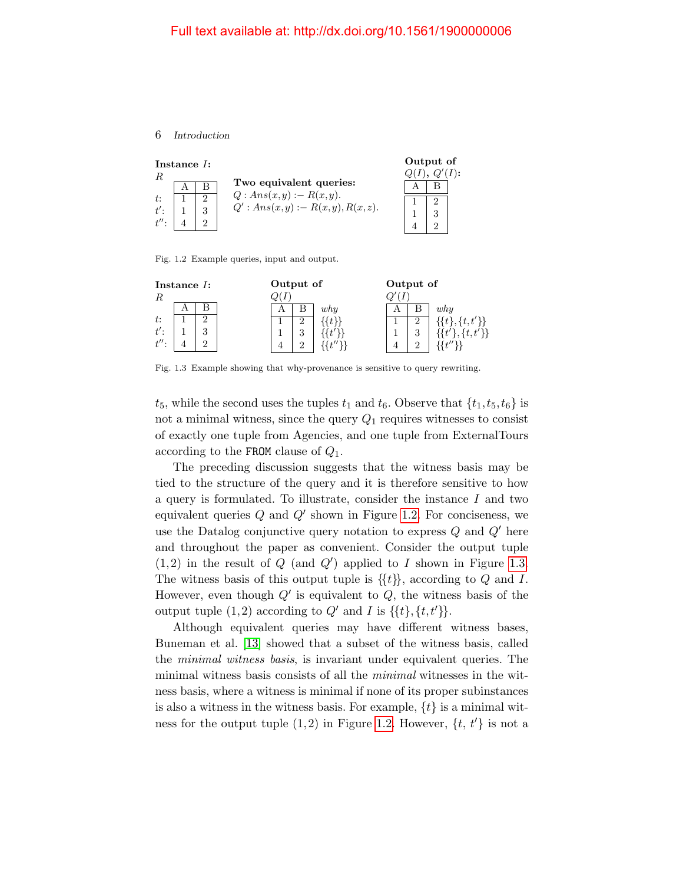Full text available at: http://dx.doi.org/10.1561/1900000006

**Instance $I$:**

$R$

| | A | B |
|---|---|---|
| $t$: | 1 | 2 |
| $t'$: | 1 | 3 |
| $t''$: | 4 | 2 |

**Two equivalent queries:**

$Q : Ans(x,y) :\!-\; R(x,y).$

$Q' : Ans(x,y) :\!-\; R(x,y), R(x,z).$

**Output of $Q(I)$, $Q'(I)$:**

| A | B |
|---|---|
| 1 | 2 |
| 1 | 3 |
| 4 | 2 |

Fig. 1.2 Example queries, input and output.

**Instance $I$:**

$R$

| | A | B |
|---|---|---|
| $t$: | 1 | 2 |
| $t'$: | 1 | 3 |
| $t''$: | 4 | 2 |

**Output of $Q(I)$**

| A | B | *why* |
|---|---|---|
| 1 | 2 | $\{\{t\}\}$ |
| 1 | 3 | $\{\{t'\}\}$ |
| 4 | 2 | $\{\{t''\}\}$ |

**Output of $Q'(I)$**

| A | B | *why* |
|---|---|---|
| 1 | 2 | $\{\{t\},\{t,t'\}\}$ |
| 1 | 3 | $\{\{t'\},\{t,t'\}\}$ |
| 4 | 2 | $\{\{t''\}\}$ |

Fig. 1.3 Example showing that why-provenance is sensitive to query rewriting.

$t_5$, while the second uses the tuples $t_1$ and $t_6$. Observe that $\{t_1, t_5, t_6\}$ is not a minimal witness, since the query $Q_1$ requires witnesses to consist of exactly one tuple from Agencies, and one tuple from ExternalTours according to the FROM clause of $Q_1$.

The preceding discussion suggests that the witness basis may be tied to the structure of the query and it is therefore sensitive to how a query is formulated. To illustrate, consider the instance $I$ and two equivalent queries $Q$ and $Q'$ shown in Figure 1.2. For conciseness, we use the Datalog conjunctive query notation to express $Q$ and $Q'$ here and throughout the paper as convenient. Consider the output tuple $(1,2)$ in the result of $Q$ (and $Q'$) applied to $I$ shown in Figure 1.3. The witness basis of this output tuple is $\{\{t\}\}$, according to $Q$ and $I$. However, even though $Q'$ is equivalent to $Q$, the witness basis of the output tuple $(1,2)$ according to $Q'$ and $I$ is $\{\{t\},\{t,t'\}\}$.

Although equivalent queries may have different witness bases, Buneman et al. [13] showed that a subset of the witness basis, called the *minimal witness basis*, is invariant under equivalent queries. The minimal witness basis consists of all the *minimal* witnesses in the witness basis, where a witness is minimal if none of its proper subinstances is also a witness in the witness basis. For example, $\{t\}$ is a minimal witness for the output tuple $(1,2)$ in Figure 1.2. However, $\{t,\, t'\}$ is not a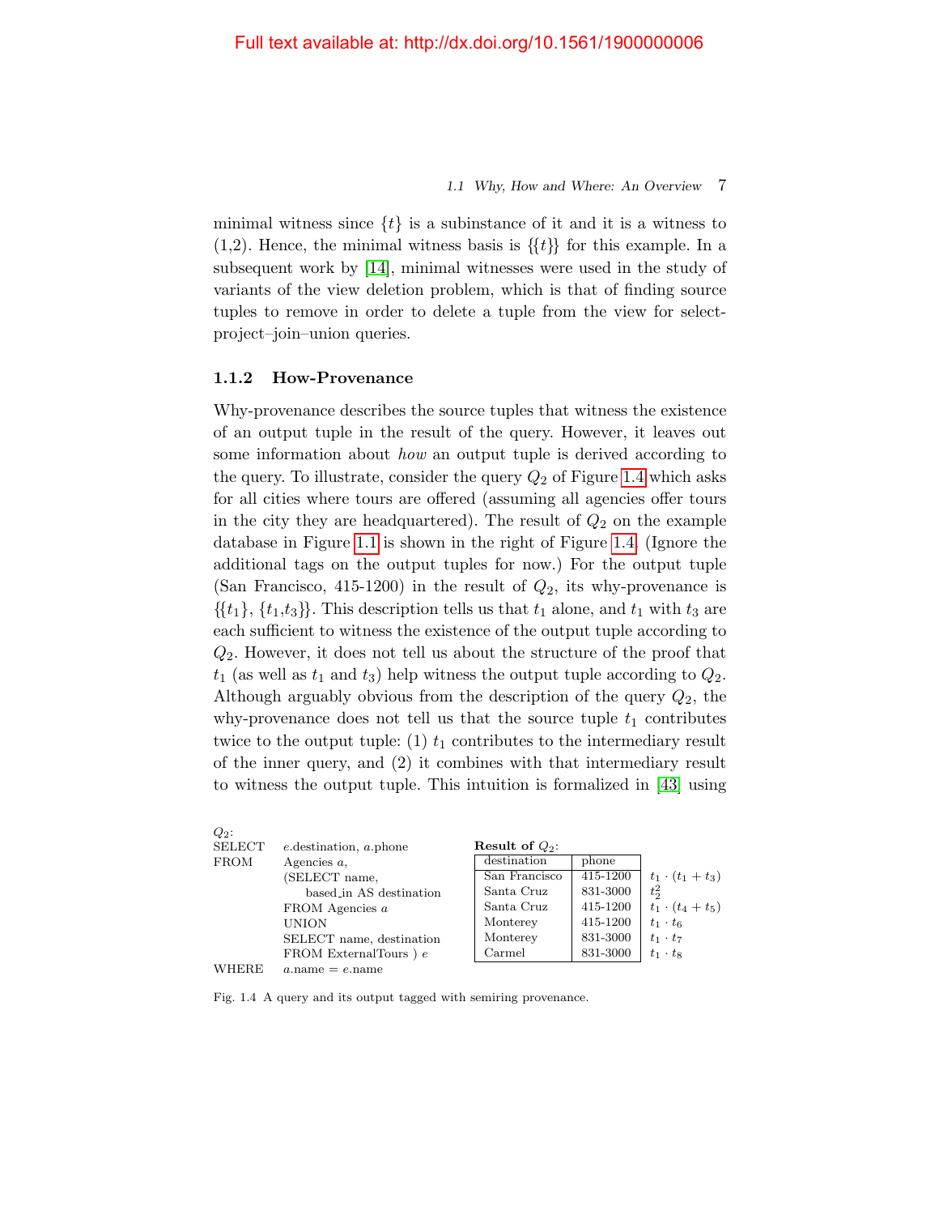minimal witness since $\{t\}$ is a subinstance of it and it is a witness to (1,2). Hence, the minimal witness basis is $\{\{t\}\}$ for this example. In a subsequent work by [14], minimal witnesses were used in the study of variants of the view deletion problem, which is that of finding source tuples to remove in order to delete a tuple from the view for select-project–join–union queries.

### 1.1.2 How-Provenance

Why-provenance describes the source tuples that witness the existence of an output tuple in the result of the query. However, it leaves out some information about *how* an output tuple is derived according to the query. To illustrate, consider the query $Q_2$ of Figure 1.4 which asks for all cities where tours are offered (assuming all agencies offer tours in the city they are headquartered). The result of $Q_2$ on the example database in Figure 1.1 is shown in the right of Figure 1.4. (Ignore the additional tags on the output tuples for now.) For the output tuple (San Francisco, 415-1200) in the result of $Q_2$, its why-provenance is $\{\{t_1\}, \{t_1,t_3\}\}$. This description tells us that $t_1$ alone, and $t_1$ with $t_3$ are each sufficient to witness the existence of the output tuple according to $Q_2$. However, it does not tell us about the structure of the proof that $t_1$ (as well as $t_1$ and $t_3$) help witness the output tuple according to $Q_2$. Although arguably obvious from the description of the query $Q_2$, the why-provenance does not tell us that the source tuple $t_1$ contributes twice to the output tuple: (1) $t_1$ contributes to the intermediary result of the inner query, and (2) it combines with that intermediary result to witness the output tuple. This intuition is formalized in [43] using

$Q_2$:
```
SELECT   e.destination, a.phone
FROM     Agencies a,
         (SELECT name,
            based_in AS destination
          FROM Agencies a
          UNION
          SELECT name, destination
          FROM ExternalTours ) e
WHERE    a.name = e.name
```

**Result of $Q_2$:**

| destination | phone | |
|---|---|---|
| San Francisco | 415-1200 | $t_1 \cdot (t_1 + t_3)$ |
| Santa Cruz | 831-3000 | $t_2^2$ |
| Santa Cruz | 415-1200 | $t_1 \cdot (t_4 + t_5)$ |
| Monterey | 415-1200 | $t_1 \cdot t_6$ |
| Monterey | 831-3000 | $t_1 \cdot t_7$ |
| Carmel | 831-3000 | $t_1 \cdot t_8$ |

Fig. 1.4 A query and its output tagged with semiring provenance.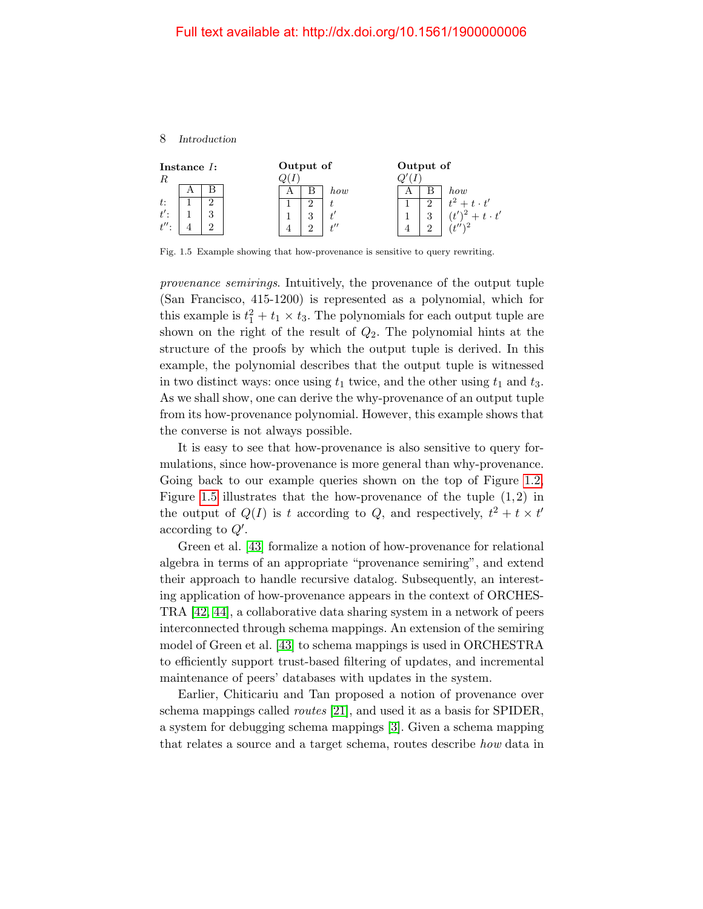Full text available at: http://dx.doi.org/10.1561/1900000006

**Instance $I$:**

$R$

| | A | B |
|---|---|---|
| $t$: | 1 | 2 |
| $t'$: | 1 | 3 |
| $t''$: | 4 | 2 |

**Output of** $Q(I)$

| A | B | *how* |
|---|---|---|
| 1 | 2 | $t$ |
| 1 | 3 | $t'$ |
| 4 | 2 | $t''$ |

**Output of** $Q'(I)$

| A | B | *how* |
|---|---|---|
| 1 | 2 | $t^2 + t \cdot t'$ |
| 1 | 3 | $(t')^2 + t \cdot t'$ |
| 4 | 2 | $(t'')^2$ |

Fig. 1.5 Example showing that how-provenance is sensitive to query rewriting.

*provenance semirings*. Intuitively, the provenance of the output tuple (San Francisco, 415-1200) is represented as a polynomial, which for this example is $t_1^2 + t_1 \times t_3$. The polynomials for each output tuple are shown on the right of the result of $Q_2$. The polynomial hints at the structure of the proofs by which the output tuple is derived. In this example, the polynomial describes that the output tuple is witnessed in two distinct ways: once using $t_1$ twice, and the other using $t_1$ and $t_3$. As we shall show, one can derive the why-provenance of an output tuple from its how-provenance polynomial. However, this example shows that the converse is not always possible.

It is easy to see that how-provenance is also sensitive to query formulations, since how-provenance is more general than why-provenance. Going back to our example queries shown on the top of Figure 1.2, Figure 1.5 illustrates that the how-provenance of the tuple $(1,2)$ in the output of $Q(I)$ is $t$ according to $Q$, and respectively, $t^2 + t \times t'$ according to $Q'$.

Green et al. [43] formalize a notion of how-provenance for relational algebra in terms of an appropriate "provenance semiring", and extend their approach to handle recursive datalog. Subsequently, an interesting application of how-provenance appears in the context of ORCHESTRA [42, 44], a collaborative data sharing system in a network of peers interconnected through schema mappings. An extension of the semiring model of Green et al. [43] to schema mappings is used in ORCHESTRA to efficiently support trust-based filtering of updates, and incremental maintenance of peers' databases with updates in the system.

Earlier, Chiticariu and Tan proposed a notion of provenance over schema mappings called *routes* [21], and used it as a basis for SPIDER, a system for debugging schema mappings [3]. Given a schema mapping that relates a source and a target schema, routes describe *how* data in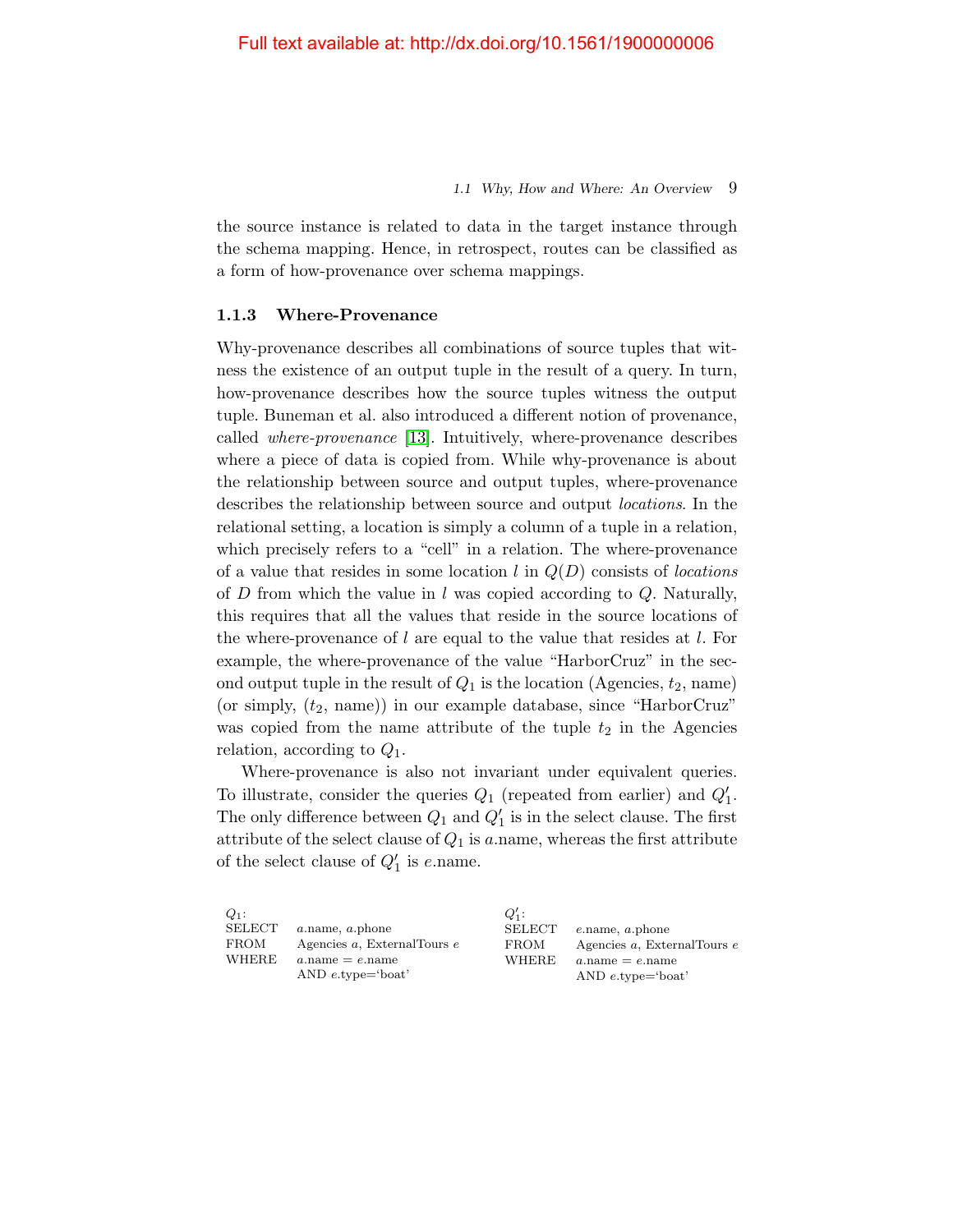the source instance is related to data in the target instance through the schema mapping. Hence, in retrospect, routes can be classified as a form of how-provenance over schema mappings.

### 1.1.3 Where-Provenance

Why-provenance describes all combinations of source tuples that witness the existence of an output tuple in the result of a query. In turn, how-provenance describes how the source tuples witness the output tuple. Buneman et al. also introduced a different notion of provenance, called *where-provenance* [13]. Intuitively, where-provenance describes where a piece of data is copied from. While why-provenance is about the relationship between source and output tuples, where-provenance describes the relationship between source and output *locations*. In the relational setting, a location is simply a column of a tuple in a relation, which precisely refers to a "cell" in a relation. The where-provenance of a value that resides in some location $l$ in $Q(D)$ consists of *locations* of $D$ from which the value in $l$ was copied according to $Q$. Naturally, this requires that all the values that reside in the source locations of the where-provenance of $l$ are equal to the value that resides at $l$. For example, the where-provenance of the value "HarborCruz" in the second output tuple in the result of $Q_1$ is the location (Agencies, $t_2$, name) (or simply, ($t_2$, name)) in our example database, since "HarborCruz" was copied from the name attribute of the tuple $t_2$ in the Agencies relation, according to $Q_1$.

Where-provenance is also not invariant under equivalent queries. To illustrate, consider the queries $Q_1$ (repeated from earlier) and $Q_1'$. The only difference between $Q_1$ and $Q_1'$ is in the select clause. The first attribute of the select clause of $Q_1$ is $a$.name, whereas the first attribute of the select clause of $Q_1'$ is $e$.name.

$Q_1$:
```
SELECT  a.name, a.phone
FROM    Agencies a, ExternalTours e
WHERE   a.name = e.name
        AND e.type='boat'
```

$Q_1'$:
```
SELECT  e.name, a.phone
FROM    Agencies a, ExternalTours e
WHERE   a.name = e.name
        AND e.type='boat'
```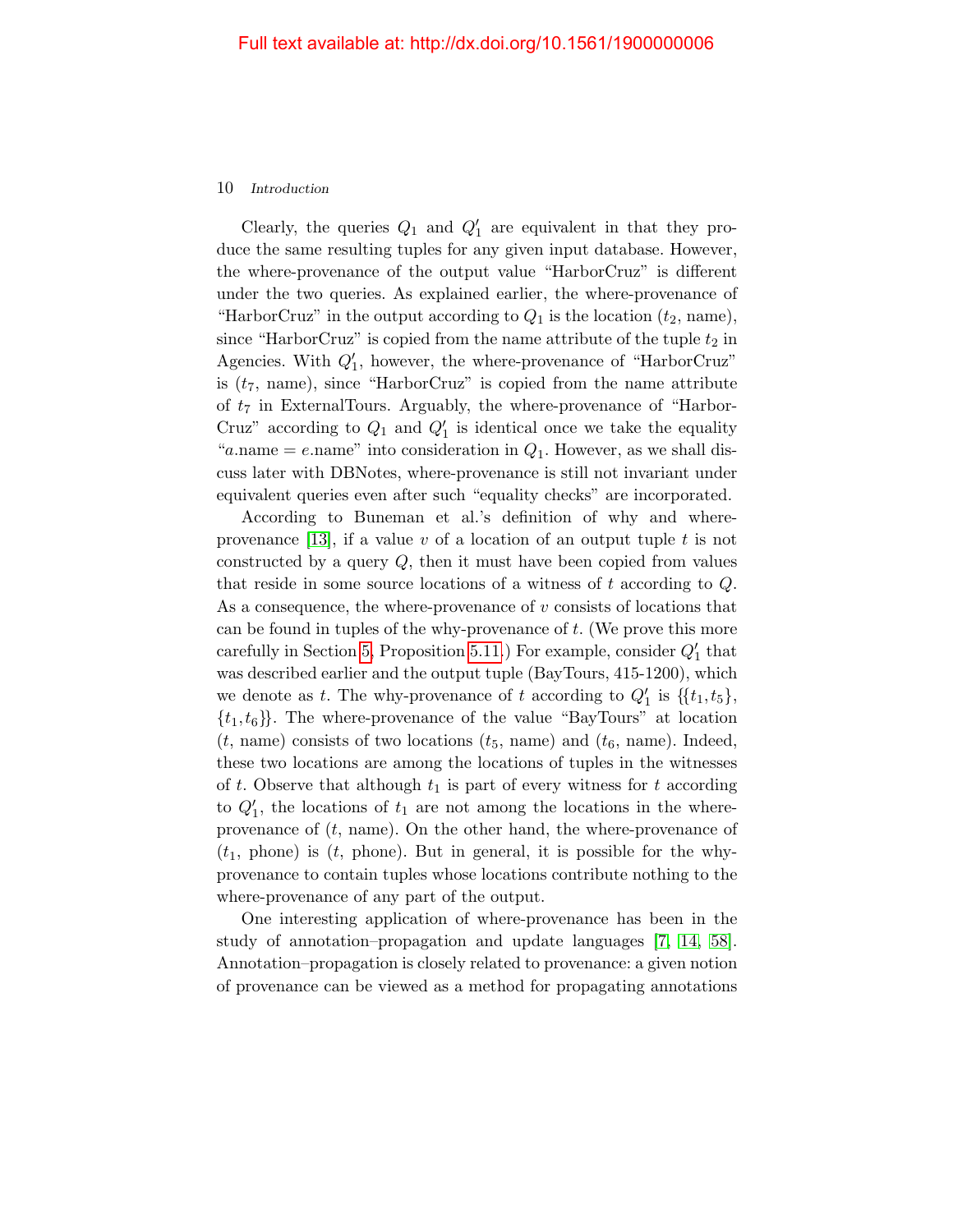Clearly, the queries $Q_1$ and $Q_1'$ are equivalent in that they produce the same resulting tuples for any given input database. However, the where-provenance of the output value "HarborCruz" is different under the two queries. As explained earlier, the where-provenance of "HarborCruz" in the output according to $Q_1$ is the location ($t_2$, name), since "HarborCruz" is copied from the name attribute of the tuple $t_2$ in Agencies. With $Q_1'$, however, the where-provenance of "HarborCruz" is ($t_7$, name), since "HarborCruz" is copied from the name attribute of $t_7$ in ExternalTours. Arguably, the where-provenance of "HarborCruz" according to $Q_1$ and $Q_1'$ is identical once we take the equality "$a$.name = $e$.name" into consideration in $Q_1$. However, as we shall discuss later with DBNotes, where-provenance is still not invariant under equivalent queries even after such "equality checks" are incorporated.

According to Buneman et al.'s definition of why and where-provenance [13], if a value $v$ of a location of an output tuple $t$ is not constructed by a query $Q$, then it must have been copied from values that reside in some source locations of a witness of $t$ according to $Q$. As a consequence, the where-provenance of $v$ consists of locations that can be found in tuples of the why-provenance of $t$. (We prove this more carefully in Section 5, Proposition 5.11.) For example, consider $Q_1'$ that was described earlier and the output tuple (BayTours, 415-1200), which we denote as $t$. The why-provenance of $t$ according to $Q_1'$ is $\{\{t_1, t_5\}, \{t_1, t_6\}\}$. The where-provenance of the value "BayTours" at location ($t$, name) consists of two locations ($t_5$, name) and ($t_6$, name). Indeed, these two locations are among the locations of tuples in the witnesses of $t$. Observe that although $t_1$ is part of every witness for $t$ according to $Q_1'$, the locations of $t_1$ are not among the locations in the where-provenance of ($t$, name). On the other hand, the where-provenance of ($t_1$, phone) is ($t$, phone). But in general, it is possible for the why-provenance to contain tuples whose locations contribute nothing to the where-provenance of any part of the output.

One interesting application of where-provenance has been in the study of annotation–propagation and update languages [7, 14, 58]. Annotation–propagation is closely related to provenance: a given notion of provenance can be viewed as a method for propagating annotations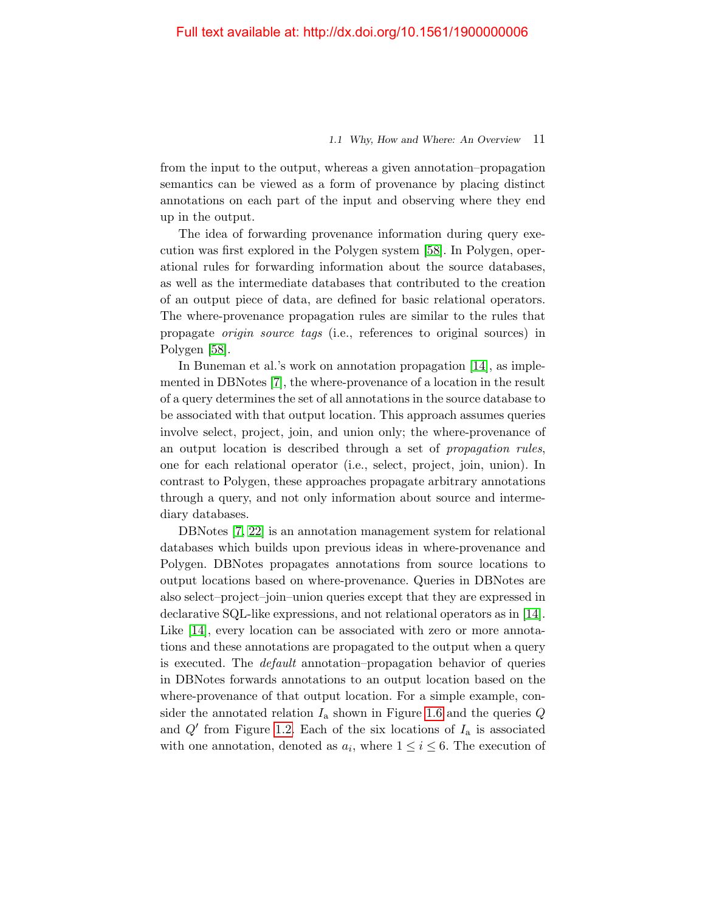from the input to the output, whereas a given annotation–propagation semantics can be viewed as a form of provenance by placing distinct annotations on each part of the input and observing where they end up in the output.

The idea of forwarding provenance information during query execution was first explored in the Polygen system [58]. In Polygen, operational rules for forwarding information about the source databases, as well as the intermediate databases that contributed to the creation of an output piece of data, are defined for basic relational operators. The where-provenance propagation rules are similar to the rules that propagate *origin source tags* (i.e., references to original sources) in Polygen [58].

In Buneman et al.'s work on annotation propagation [14], as implemented in DBNotes [7], the where-provenance of a location in the result of a query determines the set of all annotations in the source database to be associated with that output location. This approach assumes queries involve select, project, join, and union only; the where-provenance of an output location is described through a set of *propagation rules*, one for each relational operator (i.e., select, project, join, union). In contrast to Polygen, these approaches propagate arbitrary annotations through a query, and not only information about source and intermediary databases.

DBNotes [7, 22] is an annotation management system for relational databases which builds upon previous ideas in where-provenance and Polygen. DBNotes propagates annotations from source locations to output locations based on where-provenance. Queries in DBNotes are also select–project–join–union queries except that they are expressed in declarative SQL-like expressions, and not relational operators as in [14]. Like [14], every location can be associated with zero or more annotations and these annotations are propagated to the output when a query is executed. The *default* annotation–propagation behavior of queries in DBNotes forwards annotations to an output location based on the where-provenance of that output location. For a simple example, consider the annotated relation $I_{\text{a}}$ shown in Figure 1.6 and the queries $Q$ and $Q'$ from Figure 1.2. Each of the six locations of $I_{\text{a}}$ is associated with one annotation, denoted as $a_i$, where $1 \leq i \leq 6$. The execution of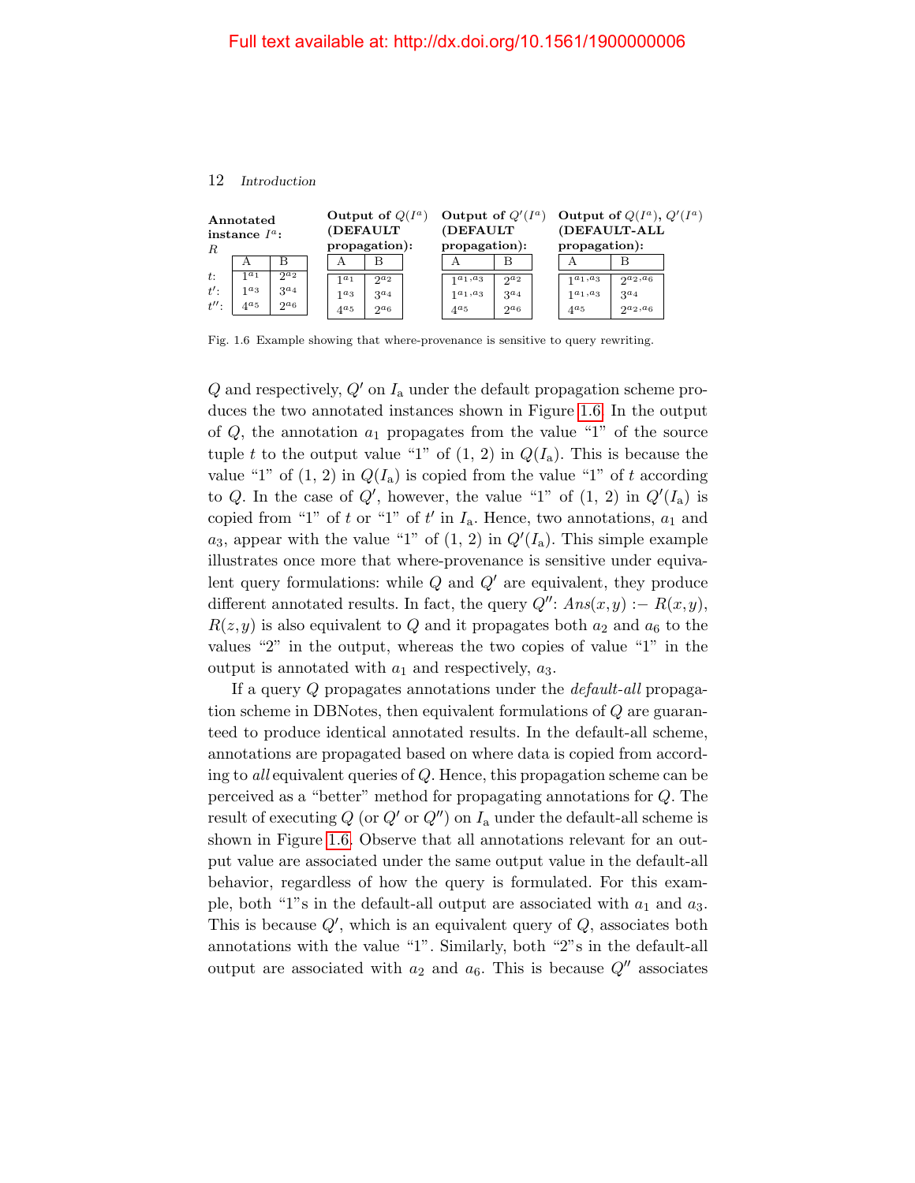"Full text available at: http://dx.doi.org/10.1561/1900000006" appears at the top.

**Annotated instance $I^a$:**

$R$

| | A | B |
|---|---|---|
| $t$: | $1^{a_1}$ | $2^{a_2}$ |
| $t'$: | $1^{a_3}$ | $3^{a_4}$ |
| $t''$: | $4^{a_5}$ | $2^{a_6}$ |

**Output of $Q(I^a)$ (DEFAULT propagation):**

| A | B |
|---|---|
| $1^{a_1}$ | $2^{a_2}$ |
| $1^{a_3}$ | $3^{a_4}$ |
| $4^{a_5}$ | $2^{a_6}$ |

**Output of $Q'(I^a)$ (DEFAULT propagation):**

| A | B |
|---|---|
| $1^{a_1,a_3}$ | $2^{a_2}$ |
| $1^{a_1,a_3}$ | $3^{a_4}$ |
| $4^{a_5}$ | $2^{a_6}$ |

**Output of $Q(I^a)$, $Q'(I^a)$ (DEFAULT-ALL propagation):**

| A | B |
|---|---|
| $1^{a_1,a_3}$ | $2^{a_2,a_6}$ |
| $1^{a_1,a_3}$ | $3^{a_4}$ |
| $4^{a_5}$ | $2^{a_2,a_6}$ |

Fig. 1.6 Example showing that where-provenance is sensitive to query rewriting.

$Q$ and respectively, $Q'$ on $I_\mathrm{a}$ under the default propagation scheme produces the two annotated instances shown in Figure 1.6. In the output of $Q$, the annotation $a_1$ propagates from the value "1" of the source tuple $t$ to the output value "1" of (1, 2) in $Q(I_\mathrm{a})$. This is because the value "1" of (1, 2) in $Q(I_\mathrm{a})$ is copied from the value "1" of $t$ according to $Q$. In the case of $Q'$, however, the value "1" of (1, 2) in $Q'(I_\mathrm{a})$ is copied from "1" of $t$ or "1" of $t'$ in $I_\mathrm{a}$. Hence, two annotations, $a_1$ and $a_3$, appear with the value "1" of (1, 2) in $Q'(I_\mathrm{a})$. This simple example illustrates once more that where-provenance is sensitive under equivalent query formulations: while $Q$ and $Q'$ are equivalent, they produce different annotated results. In fact, the query $Q''$: $Ans(x,y)$ :− $R(x,y)$, $R(z,y)$ is also equivalent to $Q$ and it propagates both $a_2$ and $a_6$ to the values "2" in the output, whereas the two copies of value "1" in the output is annotated with $a_1$ and respectively, $a_3$.

If a query $Q$ propagates annotations under the *default-all* propagation scheme in DBNotes, then equivalent formulations of $Q$ are guaranteed to produce identical annotated results. In the default-all scheme, annotations are propagated based on where data is copied from according to *all* equivalent queries of $Q$. Hence, this propagation scheme can be perceived as a "better" method for propagating annotations for $Q$. The result of executing $Q$ (or $Q'$ or $Q''$) on $I_\mathrm{a}$ under the default-all scheme is shown in Figure 1.6. Observe that all annotations relevant for an output value are associated under the same output value in the default-all behavior, regardless of how the query is formulated. For this example, both "1"s in the default-all output are associated with $a_1$ and $a_3$. This is because $Q'$, which is an equivalent query of $Q$, associates both annotations with the value "1". Similarly, both "2"s in the default-all output are associated with $a_2$ and $a_6$. This is because $Q''$ associates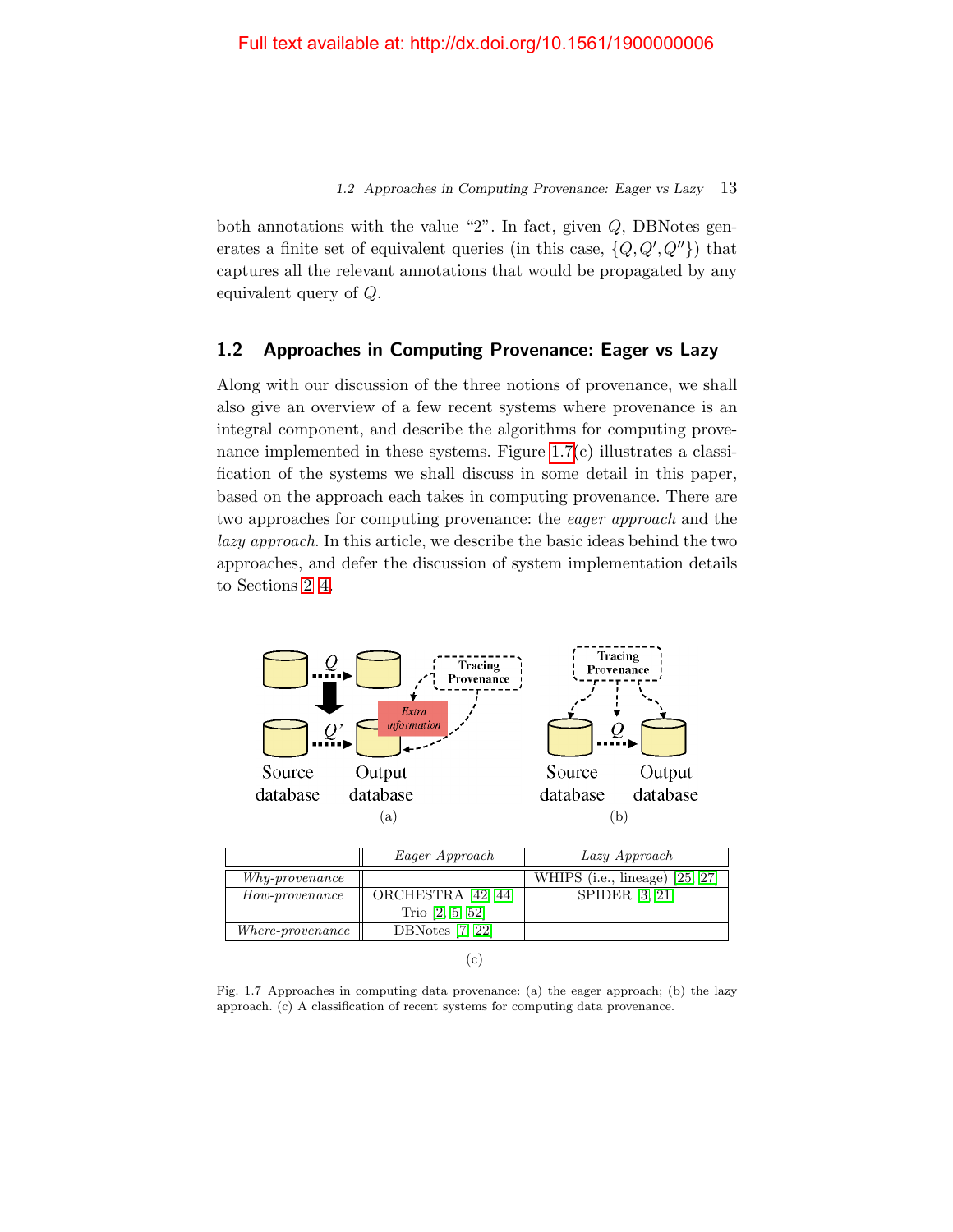both annotations with the value "2". In fact, given $Q$, DBNotes generates a finite set of equivalent queries (in this case, $\{Q, Q', Q''\}$) that captures all the relevant annotations that would be propagated by any equivalent query of $Q$.

## 1.2 Approaches in Computing Provenance: Eager vs Lazy

Along with our discussion of the three notions of provenance, we shall also give an overview of a few recent systems where provenance is an integral component, and describe the algorithms for computing provenance implemented in these systems. Figure 1.7(c) illustrates a classification of the systems we shall discuss in some detail in this paper, based on the approach each takes in computing provenance. There are two approaches for computing provenance: the *eager approach* and the *lazy approach*. In this article, we describe the basic ideas behind the two approaches, and defer the discussion of system implementation details to Sections 2–4.

| | *Eager Approach* | *Lazy Approach* |
|---|---|---|
| *Why-provenance* | | WHIPS (i.e., lineage) [25, 27] |
| *How-provenance* | ORCHESTRA [42, 44] Trio [2, 5, 52] | SPIDER [3, 21] |
| *Where-provenance* | DBNotes [7, 22] | |

(c)

Fig. 1.7 Approaches in computing data provenance: (a) the eager approach; (b) the lazy approach. (c) A classification of recent systems for computing data provenance.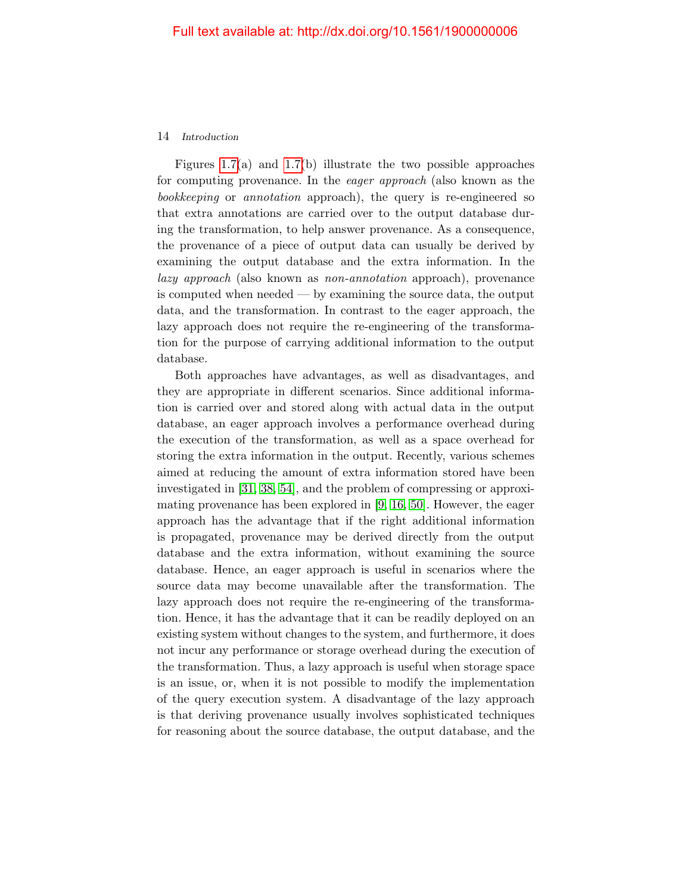Figures 1.7(a) and 1.7(b) illustrate the two possible approaches for computing provenance. In the *eager approach* (also known as the *bookkeeping* or *annotation* approach), the query is re-engineered so that extra annotations are carried over to the output database during the transformation, to help answer provenance. As a consequence, the provenance of a piece of output data can usually be derived by examining the output database and the extra information. In the *lazy approach* (also known as *non-annotation* approach), provenance is computed when needed — by examining the source data, the output data, and the transformation. In contrast to the eager approach, the lazy approach does not require the re-engineering of the transformation for the purpose of carrying additional information to the output database.

Both approaches have advantages, as well as disadvantages, and they are appropriate in different scenarios. Since additional information is carried over and stored along with actual data in the output database, an eager approach involves a performance overhead during the execution of the transformation, as well as a space overhead for storing the extra information in the output. Recently, various schemes aimed at reducing the amount of extra information stored have been investigated in [31, 38, 54], and the problem of compressing or approximating provenance has been explored in [9, 16, 50]. However, the eager approach has the advantage that if the right additional information is propagated, provenance may be derived directly from the output database and the extra information, without examining the source database. Hence, an eager approach is useful in scenarios where the source data may become unavailable after the transformation. The lazy approach does not require the re-engineering of the transformation. Hence, it has the advantage that it can be readily deployed on an existing system without changes to the system, and furthermore, it does not incur any performance or storage overhead during the execution of the transformation. Thus, a lazy approach is useful when storage space is an issue, or, when it is not possible to modify the implementation of the query execution system. A disadvantage of the lazy approach is that deriving provenance usually involves sophisticated techniques for reasoning about the source database, the output database, and the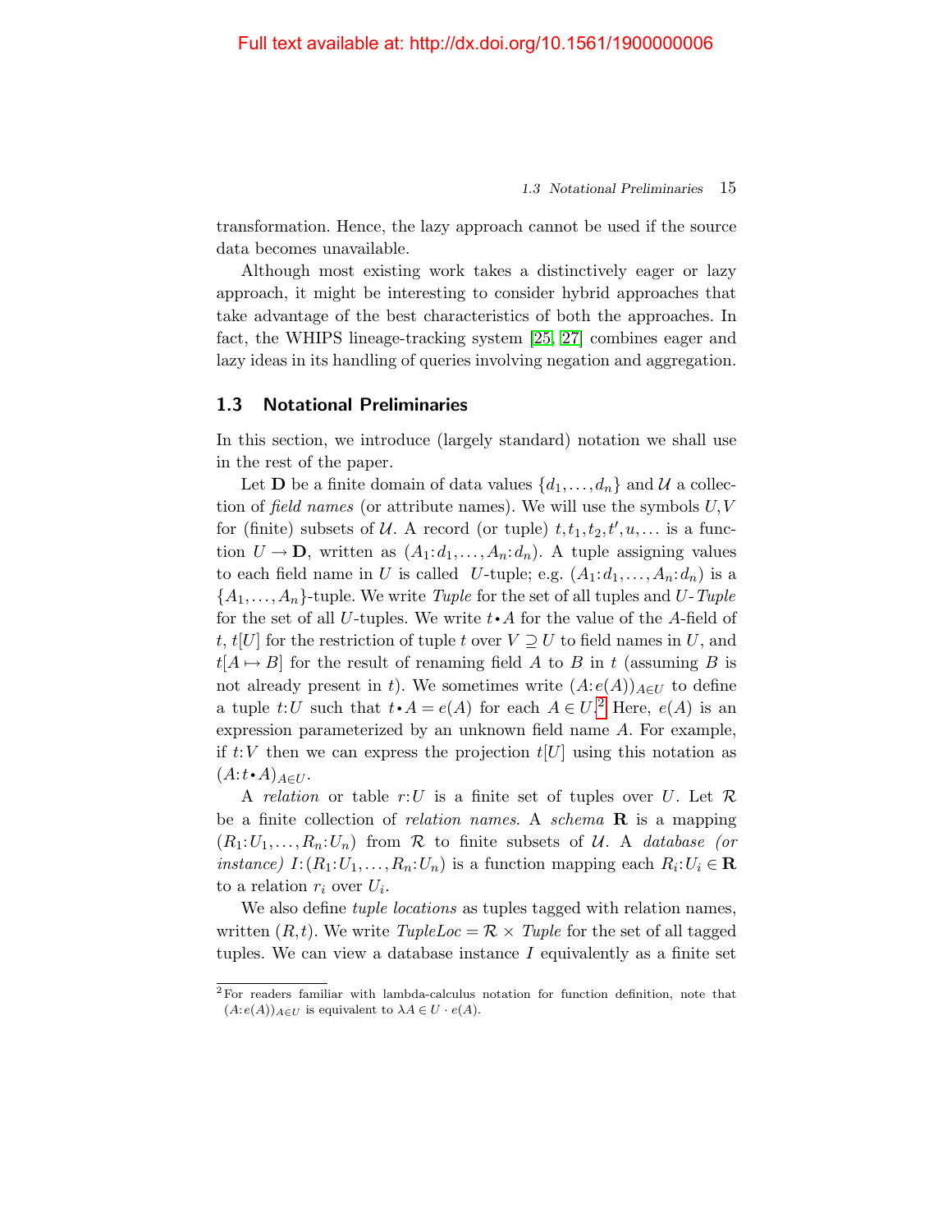transformation. Hence, the lazy approach cannot be used if the source data becomes unavailable.

Although most existing work takes a distinctively eager or lazy approach, it might be interesting to consider hybrid approaches that take advantage of the best characteristics of both the approaches. In fact, the WHIPS lineage-tracking system [25, 27] combines eager and lazy ideas in its handling of queries involving negation and aggregation.

## 1.3 Notational Preliminaries

In this section, we introduce (largely standard) notation we shall use in the rest of the paper.

Let $\mathbf{D}$ be a finite domain of data values $\{d_1,\ldots,d_n\}$ and $\mathcal{U}$ a collection of *field names* (or attribute names). We will use the symbols $U,V$ for (finite) subsets of $\mathcal{U}$. A record (or tuple) $t,t_1,t_2,t',u,\ldots$ is a function $U \to \mathbf{D}$, written as $(A_1{:}d_1,\ldots,A_n{:}d_n)$. A tuple assigning values to each field name in $U$ is called $U$-tuple; e.g. $(A_1{:}d_1,\ldots,A_n{:}d_n)$ is a $\{A_1,\ldots,A_n\}$-tuple. We write *Tuple* for the set of all tuples and $U$-*Tuple* for the set of all $U$-tuples. We write $t\bullet A$ for the value of the $A$-field of $t$, $t[U]$ for the restriction of tuple $t$ over $V \supseteq U$ to field names in $U$, and $t[A \mapsto B]$ for the result of renaming field $A$ to $B$ in $t$ (assuming $B$ is not already present in $t$). We sometimes write $(A{:}e(A))_{A\in U}$ to define a tuple $t{:}U$ such that $t\bullet A = e(A)$ for each $A \in U$.[2] Here, $e(A)$ is an expression parameterized by an unknown field name $A$. For example, if $t{:}V$ then we can express the projection $t[U]$ using this notation as $(A{:}t\bullet A)_{A\in U}$.

A *relation* or table $r{:}U$ is a finite set of tuples over $U$. Let $\mathcal{R}$ be a finite collection of *relation names*. A *schema* $\mathbf{R}$ is a mapping $(R_1{:}U_1,\ldots,R_n{:}U_n)$ from $\mathcal{R}$ to finite subsets of $\mathcal{U}$. A *database (or instance)* $I{:}(R_1{:}U_1,\ldots,R_n{:}U_n)$ is a function mapping each $R_i{:}U_i \in \mathbf{R}$ to a relation $r_i$ over $U_i$.

We also define *tuple locations* as tuples tagged with relation names, written $(R,t)$. We write $\mathit{TupleLoc} = \mathcal{R} \times \mathit{Tuple}$ for the set of all tagged tuples. We can view a database instance $I$ equivalently as a finite set

[2] For readers familiar with lambda-calculus notation for function definition, note that $(A{:}e(A))_{A\in U}$ is equivalent to $\lambda A \in U \cdot e(A)$.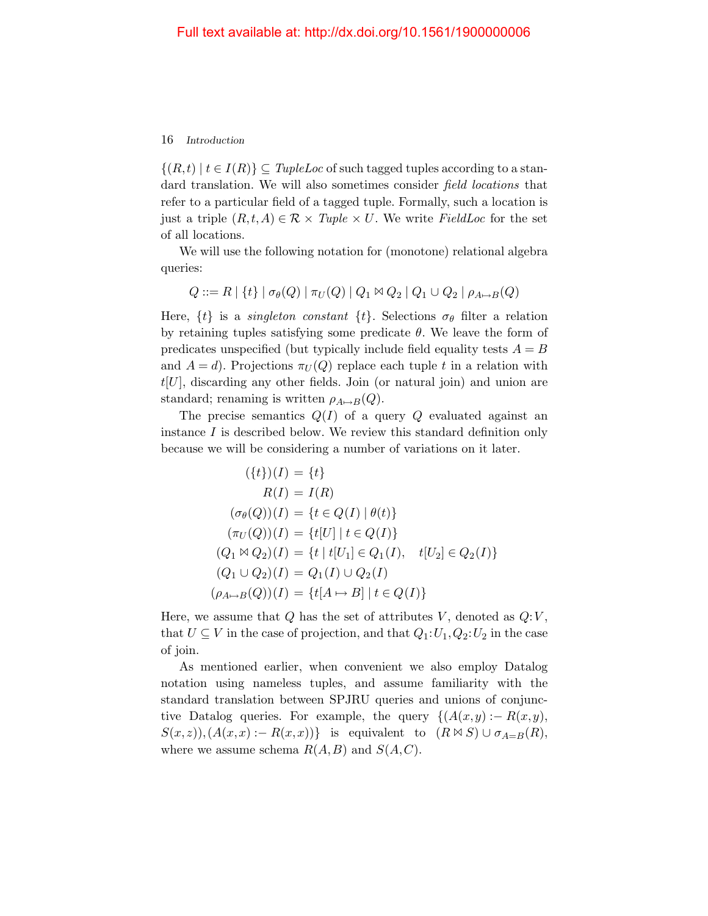$\{(R,t) \mid t \in I(R)\} \subseteq \mathit{TupleLoc}$ of such tagged tuples according to a standard translation. We will also sometimes consider *field locations* that refer to a particular field of a tagged tuple. Formally, such a location is just a triple $(R,t,A) \in \mathcal{R} \times \mathit{Tuple} \times U$. We write $\mathit{FieldLoc}$ for the set of all locations.

We will use the following notation for (monotone) relational algebra queries:

$$Q ::= R \mid \{t\} \mid \sigma_\theta(Q) \mid \pi_U(Q) \mid Q_1 \bowtie Q_2 \mid Q_1 \cup Q_2 \mid \rho_{A \mapsto B}(Q)$$

Here, $\{t\}$ is a *singleton constant* $\{t\}$. Selections $\sigma_\theta$ filter a relation by retaining tuples satisfying some predicate $\theta$. We leave the form of predicates unspecified (but typically include field equality tests $A = B$ and $A = d$). Projections $\pi_U(Q)$ replace each tuple $t$ in a relation with $t[U]$, discarding any other fields. Join (or natural join) and union are standard; renaming is written $\rho_{A \mapsto B}(Q)$.

The precise semantics $Q(I)$ of a query $Q$ evaluated against an instance $I$ is described below. We review this standard definition only because we will be considering a number of variations on it later.

$$
\begin{aligned}
(\{t\})(I) &= \{t\} \\
R(I) &= I(R) \\
(\sigma_\theta(Q))(I) &= \{t \in Q(I) \mid \theta(t)\} \\
(\pi_U(Q))(I) &= \{t[U] \mid t \in Q(I)\} \\
(Q_1 \bowtie Q_2)(I) &= \{t \mid t[U_1] \in Q_1(I), \quad t[U_2] \in Q_2(I)\} \\
(Q_1 \cup Q_2)(I) &= Q_1(I) \cup Q_2(I) \\
(\rho_{A \mapsto B}(Q))(I) &= \{t[A \mapsto B] \mid t \in Q(I)\}
\end{aligned}
$$

Here, we assume that $Q$ has the set of attributes $V$, denoted as $Q{:}V$, that $U \subseteq V$ in the case of projection, and that $Q_1{:}U_1, Q_2{:}U_2$ in the case of join.

As mentioned earlier, when convenient we also employ Datalog notation using nameless tuples, and assume familiarity with the standard translation between SPJRU queries and unions of conjunctive Datalog queries. For example, the query $\{(A(x,y) :- R(x,y), S(x,z)), (A(x,x) :- R(x,x))\}$ is equivalent to $(R \bowtie S) \cup \sigma_{A=B}(R)$, where we assume schema $R(A,B)$ and $S(A,C)$.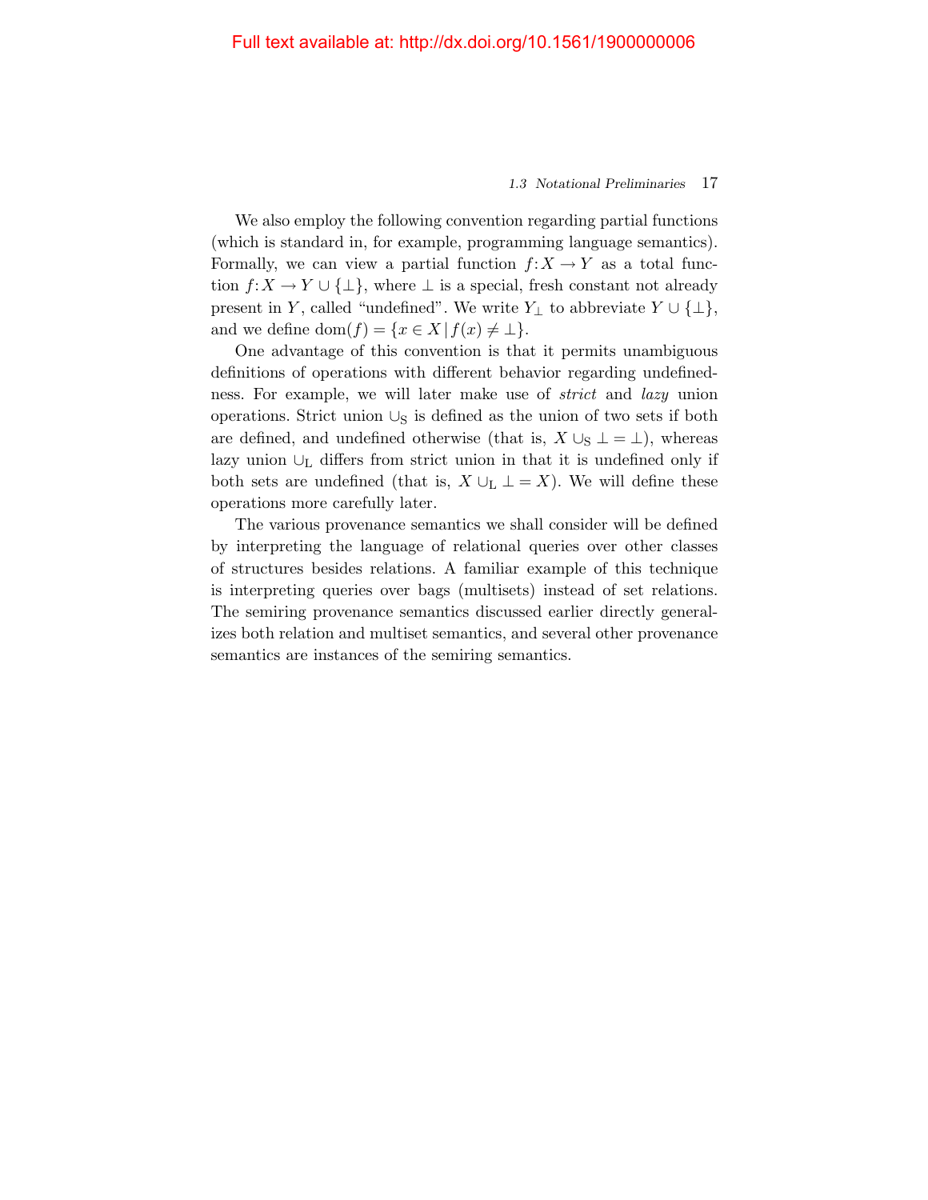We also employ the following convention regarding partial functions (which is standard in, for example, programming language semantics). Formally, we can view a partial function $f{:}\,X \rightarrow Y$ as a total function $f{:}\,X \rightarrow Y \cup \{\bot\}$, where $\bot$ is a special, fresh constant not already present in $Y$, called "undefined". We write $Y_\bot$ to abbreviate $Y \cup \{\bot\}$, and we define $\mathrm{dom}(f) = \{x \in X \,|\, f(x) \neq \bot\}$.

One advantage of this convention is that it permits unambiguous definitions of operations with different behavior regarding undefinedness. For example, we will later make use of *strict* and *lazy* union operations. Strict union $\cup_{\mathrm{S}}$ is defined as the union of two sets if both are defined, and undefined otherwise (that is, $X \cup_{\mathrm{S}} \bot = \bot$), whereas lazy union $\cup_{\mathrm{L}}$ differs from strict union in that it is undefined only if both sets are undefined (that is, $X \cup_{\mathrm{L}} \bot = X$). We will define these operations more carefully later.

The various provenance semantics we shall consider will be defined by interpreting the language of relational queries over other classes of structures besides relations. A familiar example of this technique is interpreting queries over bags (multisets) instead of set relations. The semiring provenance semantics discussed earlier directly generalizes both relation and multiset semantics, and several other provenance semantics are instances of the semiring semantics.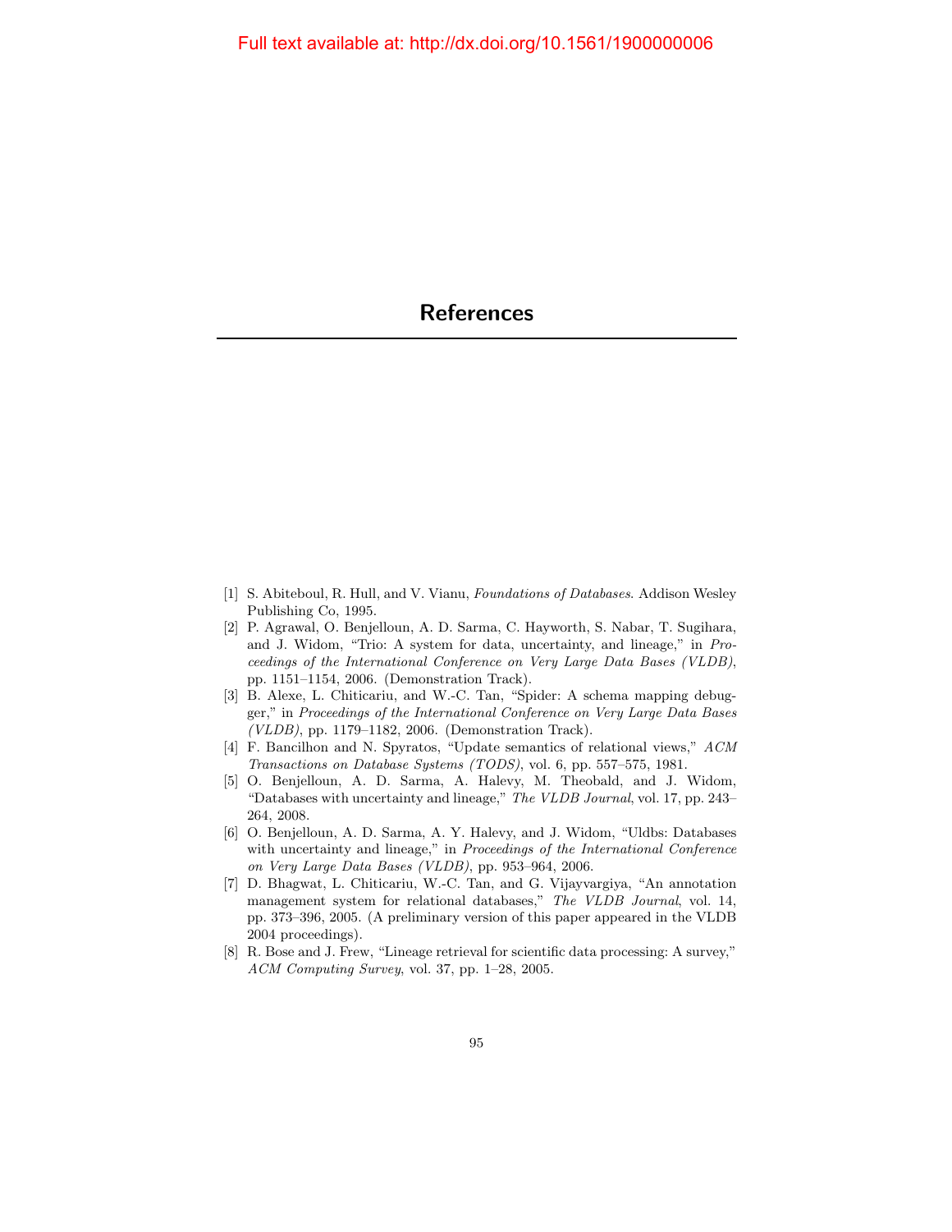# References

[1] S. Abiteboul, R. Hull, and V. Vianu, *Foundations of Databases*. Addison Wesley Publishing Co, 1995.

[2] P. Agrawal, O. Benjelloun, A. D. Sarma, C. Hayworth, S. Nabar, T. Sugihara, and J. Widom, "Trio: A system for data, uncertainty, and lineage," in *Proceedings of the International Conference on Very Large Data Bases (VLDB)*, pp. 1151–1154, 2006. (Demonstration Track).

[3] B. Alexe, L. Chiticariu, and W.-C. Tan, "Spider: A schema mapping debugger," in *Proceedings of the International Conference on Very Large Data Bases (VLDB)*, pp. 1179–1182, 2006. (Demonstration Track).

[4] F. Bancilhon and N. Spyratos, "Update semantics of relational views," *ACM Transactions on Database Systems (TODS)*, vol. 6, pp. 557–575, 1981.

[5] O. Benjelloun, A. D. Sarma, A. Halevy, M. Theobald, and J. Widom, "Databases with uncertainty and lineage," *The VLDB Journal*, vol. 17, pp. 243–264, 2008.

[6] O. Benjelloun, A. D. Sarma, A. Y. Halevy, and J. Widom, "Uldbs: Databases with uncertainty and lineage," in *Proceedings of the International Conference on Very Large Data Bases (VLDB)*, pp. 953–964, 2006.

[7] D. Bhagwat, L. Chiticariu, W.-C. Tan, and G. Vijayvargiya, "An annotation management system for relational databases," *The VLDB Journal*, vol. 14, pp. 373–396, 2005. (A preliminary version of this paper appeared in the VLDB 2004 proceedings).

[8] R. Bose and J. Frew, "Lineage retrieval for scientific data processing: A survey," *ACM Computing Survey*, vol. 37, pp. 1–28, 2005.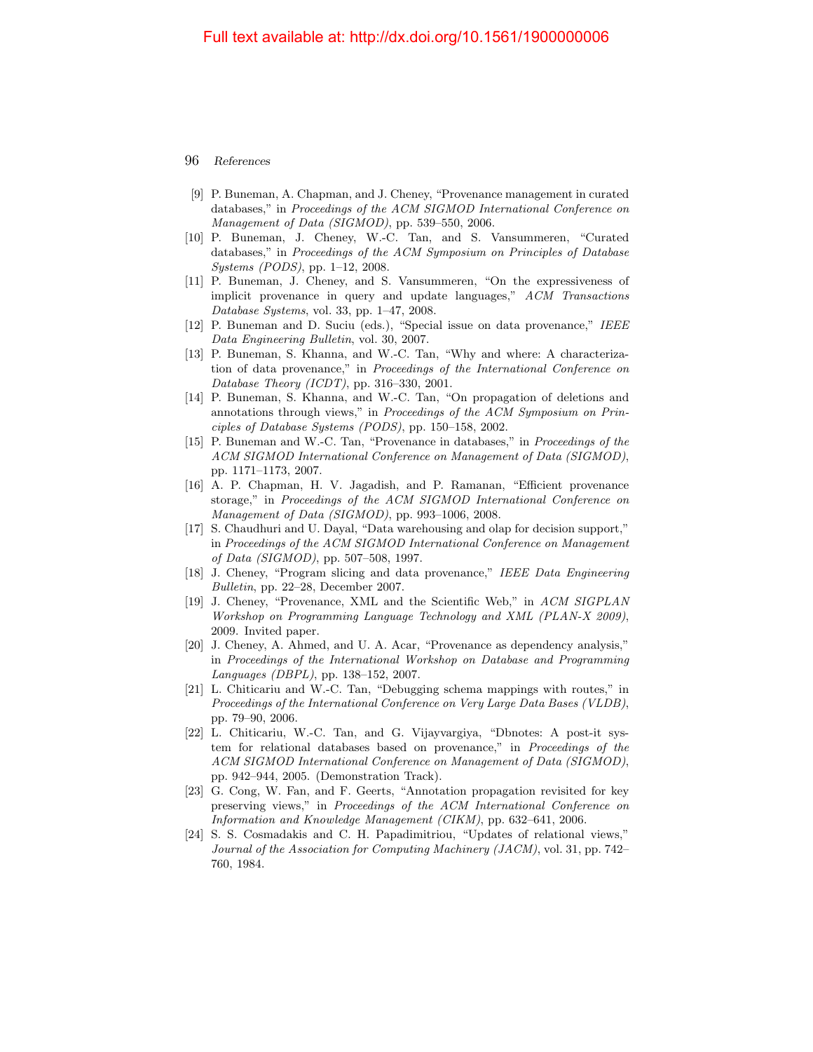[9] P. Buneman, A. Chapman, and J. Cheney, "Provenance management in curated databases," in *Proceedings of the ACM SIGMOD International Conference on Management of Data (SIGMOD)*, pp. 539–550, 2006.

[10] P. Buneman, J. Cheney, W.-C. Tan, and S. Vansummeren, "Curated databases," in *Proceedings of the ACM Symposium on Principles of Database Systems (PODS)*, pp. 1–12, 2008.

[11] P. Buneman, J. Cheney, and S. Vansummeren, "On the expressiveness of implicit provenance in query and update languages," *ACM Transactions Database Systems*, vol. 33, pp. 1–47, 2008.

[12] P. Buneman and D. Suciu (eds.), "Special issue on data provenance," *IEEE Data Engineering Bulletin*, vol. 30, 2007.

[13] P. Buneman, S. Khanna, and W.-C. Tan, "Why and where: A characterization of data provenance," in *Proceedings of the International Conference on Database Theory (ICDT)*, pp. 316–330, 2001.

[14] P. Buneman, S. Khanna, and W.-C. Tan, "On propagation of deletions and annotations through views," in *Proceedings of the ACM Symposium on Principles of Database Systems (PODS)*, pp. 150–158, 2002.

[15] P. Buneman and W.-C. Tan, "Provenance in databases," in *Proceedings of the ACM SIGMOD International Conference on Management of Data (SIGMOD)*, pp. 1171–1173, 2007.

[16] A. P. Chapman, H. V. Jagadish, and P. Ramanan, "Efficient provenance storage," in *Proceedings of the ACM SIGMOD International Conference on Management of Data (SIGMOD)*, pp. 993–1006, 2008.

[17] S. Chaudhuri and U. Dayal, "Data warehousing and olap for decision support," in *Proceedings of the ACM SIGMOD International Conference on Management of Data (SIGMOD)*, pp. 507–508, 1997.

[18] J. Cheney, "Program slicing and data provenance," *IEEE Data Engineering Bulletin*, pp. 22–28, December 2007.

[19] J. Cheney, "Provenance, XML and the Scientific Web," in *ACM SIGPLAN Workshop on Programming Language Technology and XML (PLAN-X 2009)*, 2009. Invited paper.

[20] J. Cheney, A. Ahmed, and U. A. Acar, "Provenance as dependency analysis," in *Proceedings of the International Workshop on Database and Programming Languages (DBPL)*, pp. 138–152, 2007.

[21] L. Chiticariu and W.-C. Tan, "Debugging schema mappings with routes," in *Proceedings of the International Conference on Very Large Data Bases (VLDB)*, pp. 79–90, 2006.

[22] L. Chiticariu, W.-C. Tan, and G. Vijayvargiya, "Dbnotes: A post-it system for relational databases based on provenance," in *Proceedings of the ACM SIGMOD International Conference on Management of Data (SIGMOD)*, pp. 942–944, 2005. (Demonstration Track).

[23] G. Cong, W. Fan, and F. Geerts, "Annotation propagation revisited for key preserving views," in *Proceedings of the ACM International Conference on Information and Knowledge Management (CIKM)*, pp. 632–641, 2006.

[24] S. S. Cosmadakis and C. H. Papadimitriou, "Updates of relational views," *Journal of the Association for Computing Machinery (JACM)*, vol. 31, pp. 742–760, 1984.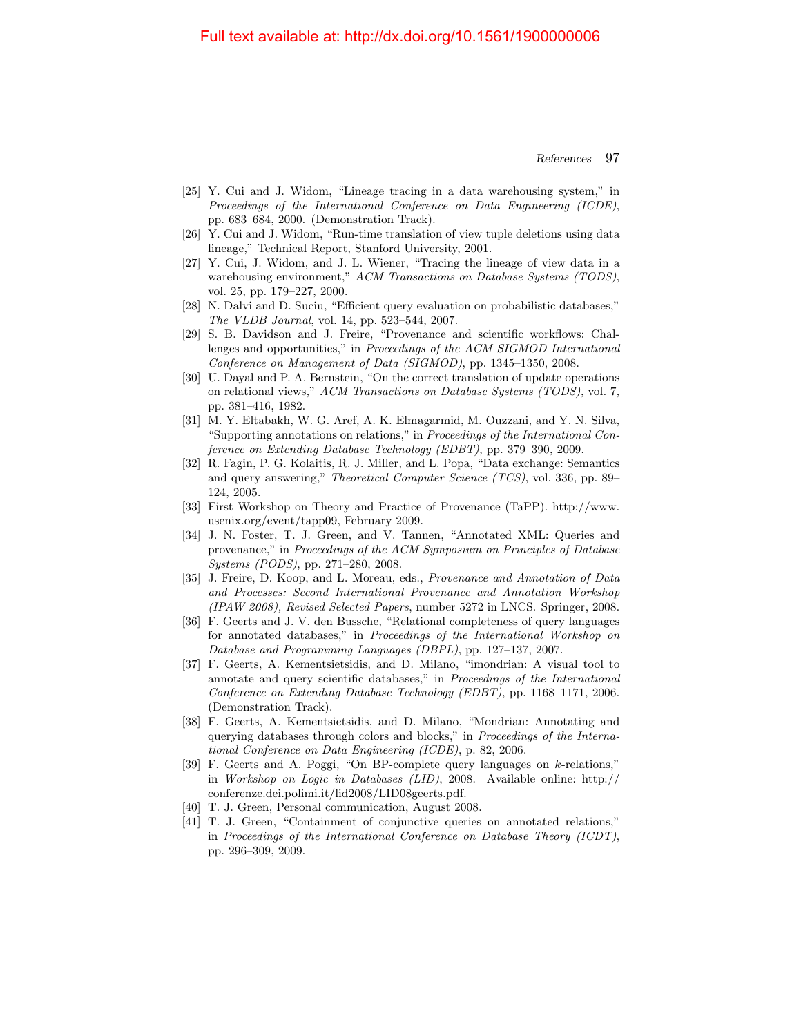[25] Y. Cui and J. Widom, "Lineage tracing in a data warehousing system," in *Proceedings of the International Conference on Data Engineering (ICDE)*, pp. 683–684, 2000. (Demonstration Track).

[26] Y. Cui and J. Widom, "Run-time translation of view tuple deletions using data lineage," Technical Report, Stanford University, 2001.

[27] Y. Cui, J. Widom, and J. L. Wiener, "Tracing the lineage of view data in a warehousing environment," *ACM Transactions on Database Systems (TODS)*, vol. 25, pp. 179–227, 2000.

[28] N. Dalvi and D. Suciu, "Efficient query evaluation on probabilistic databases," *The VLDB Journal*, vol. 14, pp. 523–544, 2007.

[29] S. B. Davidson and J. Freire, "Provenance and scientific workflows: Challenges and opportunities," in *Proceedings of the ACM SIGMOD International Conference on Management of Data (SIGMOD)*, pp. 1345–1350, 2008.

[30] U. Dayal and P. A. Bernstein, "On the correct translation of update operations on relational views," *ACM Transactions on Database Systems (TODS)*, vol. 7, pp. 381–416, 1982.

[31] M. Y. Eltabakh, W. G. Aref, A. K. Elmagarmid, M. Ouzzani, and Y. N. Silva, "Supporting annotations on relations," in *Proceedings of the International Conference on Extending Database Technology (EDBT)*, pp. 379–390, 2009.

[32] R. Fagin, P. G. Kolaitis, R. J. Miller, and L. Popa, "Data exchange: Semantics and query answering," *Theoretical Computer Science (TCS)*, vol. 336, pp. 89–124, 2005.

[33] First Workshop on Theory and Practice of Provenance (TaPP). http://www.usenix.org/event/tapp09, February 2009.

[34] J. N. Foster, T. J. Green, and V. Tannen, "Annotated XML: Queries and provenance," in *Proceedings of the ACM Symposium on Principles of Database Systems (PODS)*, pp. 271–280, 2008.

[35] J. Freire, D. Koop, and L. Moreau, eds., *Provenance and Annotation of Data and Processes: Second International Provenance and Annotation Workshop (IPAW 2008), Revised Selected Papers*, number 5272 in LNCS. Springer, 2008.

[36] F. Geerts and J. V. den Bussche, "Relational completeness of query languages for annotated databases," in *Proceedings of the International Workshop on Database and Programming Languages (DBPL)*, pp. 127–137, 2007.

[37] F. Geerts, A. Kementsietsidis, and D. Milano, "imondrian: A visual tool to annotate and query scientific databases," in *Proceedings of the International Conference on Extending Database Technology (EDBT)*, pp. 1168–1171, 2006. (Demonstration Track).

[38] F. Geerts, A. Kementsietsidis, and D. Milano, "Mondrian: Annotating and querying databases through colors and blocks," in *Proceedings of the International Conference on Data Engineering (ICDE)*, p. 82, 2006.

[39] F. Geerts and A. Poggi, "On BP-complete query languages on $k$-relations," in *Workshop on Logic in Databases (LID)*, 2008. Available online: http://conferenze.dei.polimi.it/lid2008/LID08geerts.pdf.

[40] T. J. Green, Personal communication, August 2008.

[41] T. J. Green, "Containment of conjunctive queries on annotated relations," in *Proceedings of the International Conference on Database Theory (ICDT)*, pp. 296–309, 2009.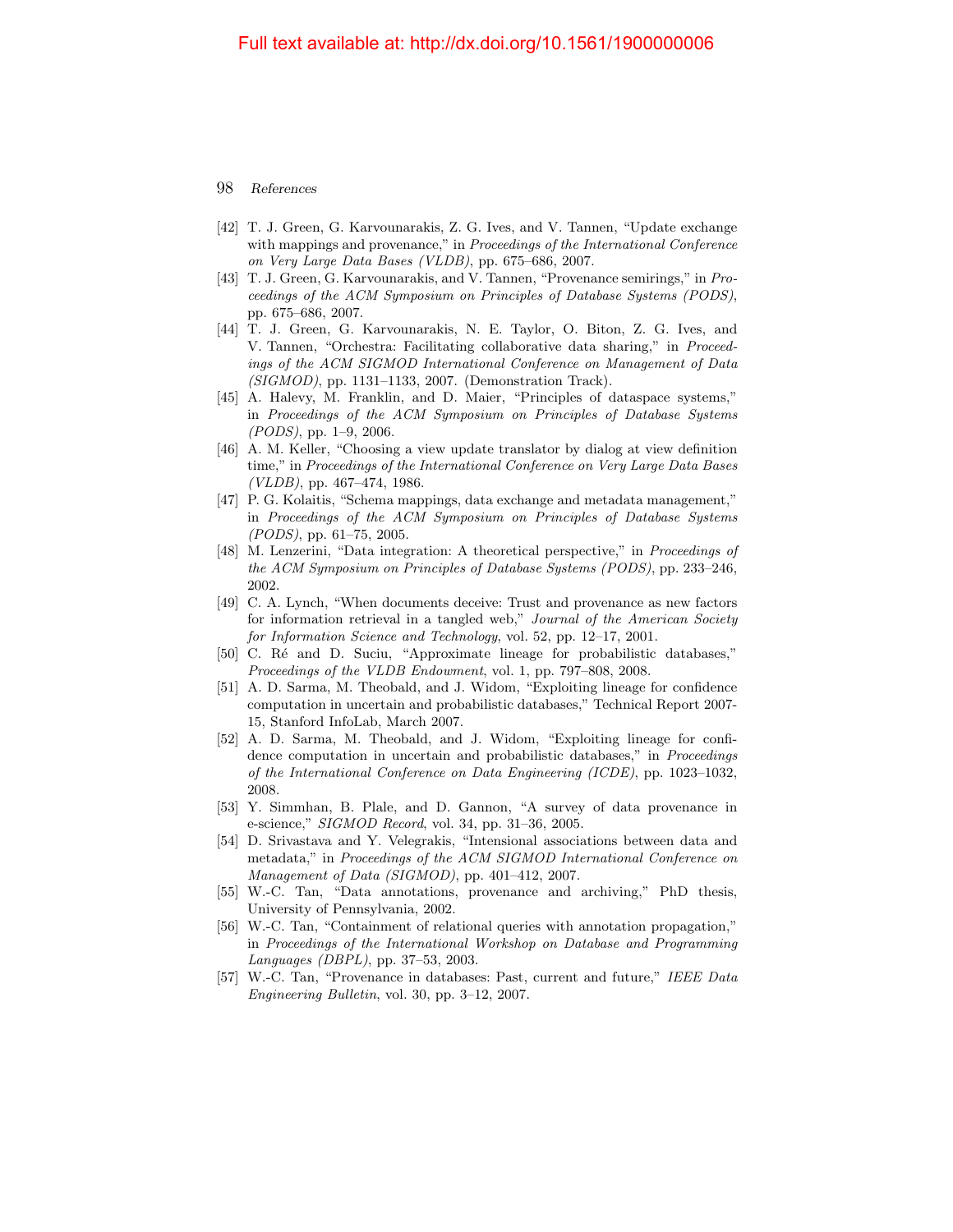[42] T. J. Green, G. Karvounarakis, Z. G. Ives, and V. Tannen, "Update exchange with mappings and provenance," in *Proceedings of the International Conference on Very Large Data Bases (VLDB)*, pp. 675–686, 2007.

[43] T. J. Green, G. Karvounarakis, and V. Tannen, "Provenance semirings," in *Proceedings of the ACM Symposium on Principles of Database Systems (PODS)*, pp. 675–686, 2007.

[44] T. J. Green, G. Karvounarakis, N. E. Taylor, O. Biton, Z. G. Ives, and V. Tannen, "Orchestra: Facilitating collaborative data sharing," in *Proceedings of the ACM SIGMOD International Conference on Management of Data (SIGMOD)*, pp. 1131–1133, 2007. (Demonstration Track).

[45] A. Halevy, M. Franklin, and D. Maier, "Principles of dataspace systems," in *Proceedings of the ACM Symposium on Principles of Database Systems (PODS)*, pp. 1–9, 2006.

[46] A. M. Keller, "Choosing a view update translator by dialog at view definition time," in *Proceedings of the International Conference on Very Large Data Bases (VLDB)*, pp. 467–474, 1986.

[47] P. G. Kolaitis, "Schema mappings, data exchange and metadata management," in *Proceedings of the ACM Symposium on Principles of Database Systems (PODS)*, pp. 61–75, 2005.

[48] M. Lenzerini, "Data integration: A theoretical perspective," in *Proceedings of the ACM Symposium on Principles of Database Systems (PODS)*, pp. 233–246, 2002.

[49] C. A. Lynch, "When documents deceive: Trust and provenance as new factors for information retrieval in a tangled web," *Journal of the American Society for Information Science and Technology*, vol. 52, pp. 12–17, 2001.

[50] C. Ré and D. Suciu, "Approximate lineage for probabilistic databases," *Proceedings of the VLDB Endowment*, vol. 1, pp. 797–808, 2008.

[51] A. D. Sarma, M. Theobald, and J. Widom, "Exploiting lineage for confidence computation in uncertain and probabilistic databases," Technical Report 2007-15, Stanford InfoLab, March 2007.

[52] A. D. Sarma, M. Theobald, and J. Widom, "Exploiting lineage for confidence computation in uncertain and probabilistic databases," in *Proceedings of the International Conference on Data Engineering (ICDE)*, pp. 1023–1032, 2008.

[53] Y. Simmhan, B. Plale, and D. Gannon, "A survey of data provenance in e-science," *SIGMOD Record*, vol. 34, pp. 31–36, 2005.

[54] D. Srivastava and Y. Velegrakis, "Intensional associations between data and metadata," in *Proceedings of the ACM SIGMOD International Conference on Management of Data (SIGMOD)*, pp. 401–412, 2007.

[55] W.-C. Tan, "Data annotations, provenance and archiving," PhD thesis, University of Pennsylvania, 2002.

[56] W.-C. Tan, "Containment of relational queries with annotation propagation," in *Proceedings of the International Workshop on Database and Programming Languages (DBPL)*, pp. 37–53, 2003.

[57] W.-C. Tan, "Provenance in databases: Past, current and future," *IEEE Data Engineering Bulletin*, vol. 30, pp. 3–12, 2007.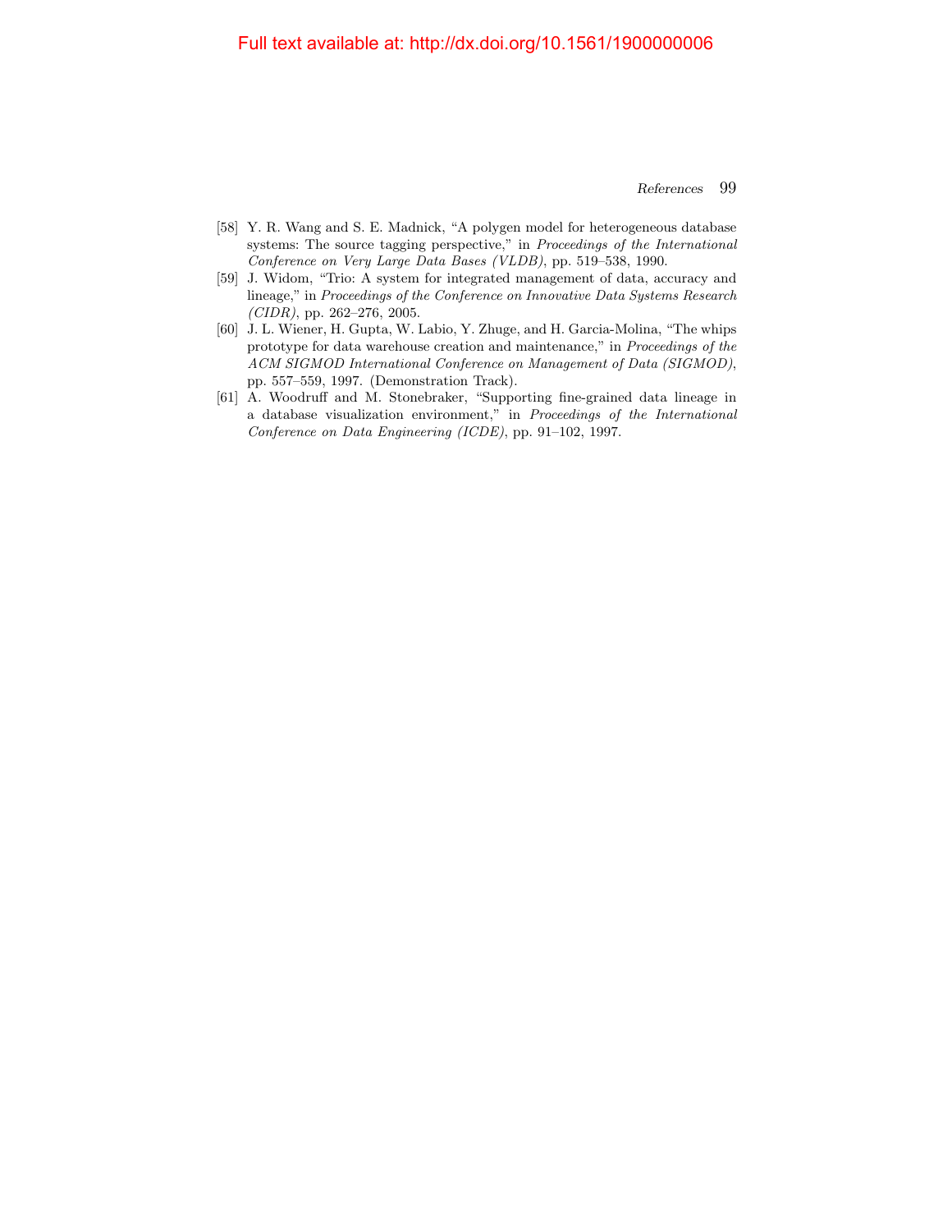[58] Y. R. Wang and S. E. Madnick, "A polygen model for heterogeneous database systems: The source tagging perspective," in *Proceedings of the International Conference on Very Large Data Bases (VLDB)*, pp. 519–538, 1990.

[59] J. Widom, "Trio: A system for integrated management of data, accuracy and lineage," in *Proceedings of the Conference on Innovative Data Systems Research (CIDR)*, pp. 262–276, 2005.

[60] J. L. Wiener, H. Gupta, W. Labio, Y. Zhuge, and H. Garcia-Molina, "The whips prototype for data warehouse creation and maintenance," in *Proceedings of the ACM SIGMOD International Conference on Management of Data (SIGMOD)*, pp. 557–559, 1997. (Demonstration Track).

[61] A. Woodruff and M. Stonebraker, "Supporting fine-grained data lineage in a database visualization environment," in *Proceedings of the International Conference on Data Engineering (ICDE)*, pp. 91–102, 1997.